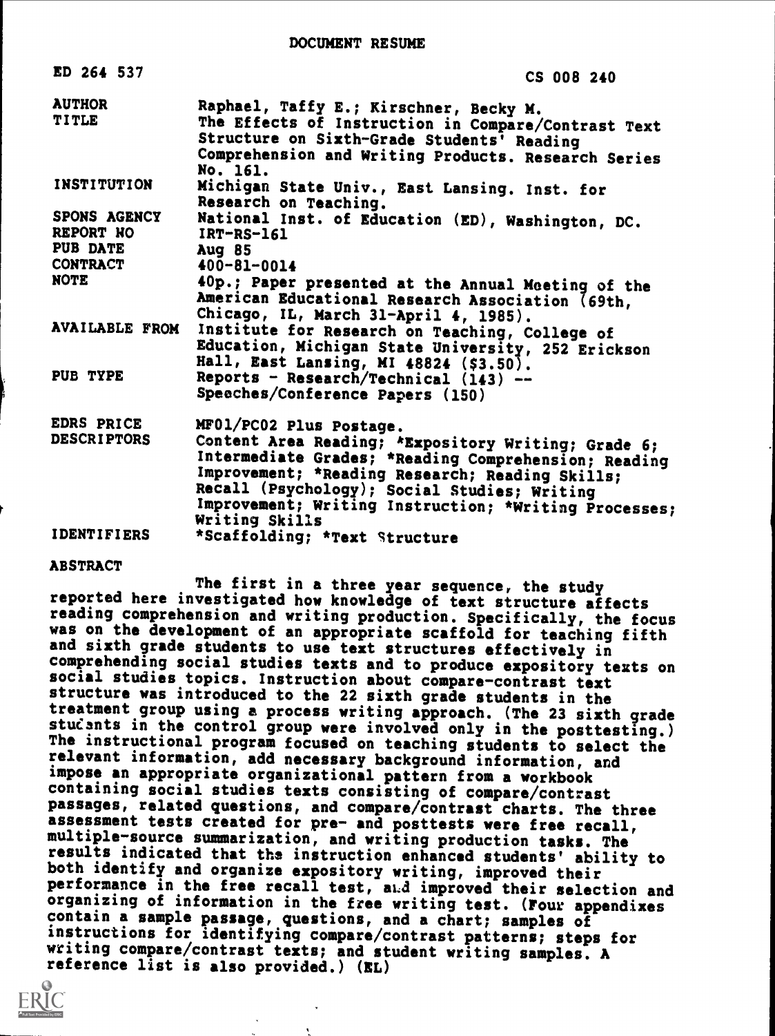# DOCUMENT RESUME

| | |
|---|---|
| ED 264 537 | CS 008 240 |
| AUTHOR | Raphael, Taffy E.; Kirschner, Becky M. |
| TITLE | The Effects of Instruction in Compare/Contrast Text Structure on Sixth-Grade Students' Reading Comprehension and Writing Products. Research Series No. 161. |
| INSTITUTION | Michigan State Univ., East Lansing. Inst. for Research on Teaching. |
| SPONS AGENCY | National Inst. of Education (ED), Washington, DC. |
| REPORT NO | IRT-RS-161 |
| PUB DATE | Aug 85 |
| CONTRACT | 400-81-0014 |
| NOTE | 40p.; Paper presented at the Annual Meeting of the American Educational Research Association (69th, Chicago, IL, March 31-April 4, 1985). |
| AVAILABLE FROM | Institute for Research on Teaching, College of Education, Michigan State University, 252 Erickson Hall, East Lansing, MI 48824 ($3.50). |
| PUB TYPE | Reports - Research/Technical (143) -- Speeches/Conference Papers (150) |
| EDRS PRICE | MF01/PC02 Plus Postage. |
| DESCRIPTORS | Content Area Reading; *Expository Writing; Grade 6; Intermediate Grades; *Reading Comprehension; Reading Improvement; *Reading Research; Reading Skills; Recall (Psychology); Social Studies; Writing Improvement; Writing Instruction; *Writing Processes; Writing Skills |
| IDENTIFIERS | *Scaffolding; *Text Structure |

## ABSTRACT

The first in a three year sequence, the study reported here investigated how knowledge of text structure affects reading comprehension and writing production. Specifically, the focus was on the development of an appropriate scaffold for teaching fifth and sixth grade students to use text structures effectively in comprehending social studies texts and to produce expository texts on social studies topics. Instruction about compare-contrast text structure was introduced to the 22 sixth grade students in the treatment group using a process writing approach. (The 23 sixth grade students in the control group were involved only in the posttesting.) The instructional program focused on teaching students to select the relevant information, add necessary background information, and impose an appropriate organizational pattern from a workbook containing social studies texts consisting of compare/contrast passages, related questions, and compare/contrast charts. The three assessment tests created for pre- and posttests were free recall, multiple-source summarization, and writing production tasks. The results indicated that the instruction enhanced students' ability to both identify and organize expository writing, improved their performance in the free recall test, and improved their selection and organizing of information in the free writing test. (Four appendixes contain a sample passage, questions, and a chart; samples of instructions for identifying compare/contrast patterns; steps for writing compare/contrast texts; and student writing samples. A reference list is also provided.) (EL)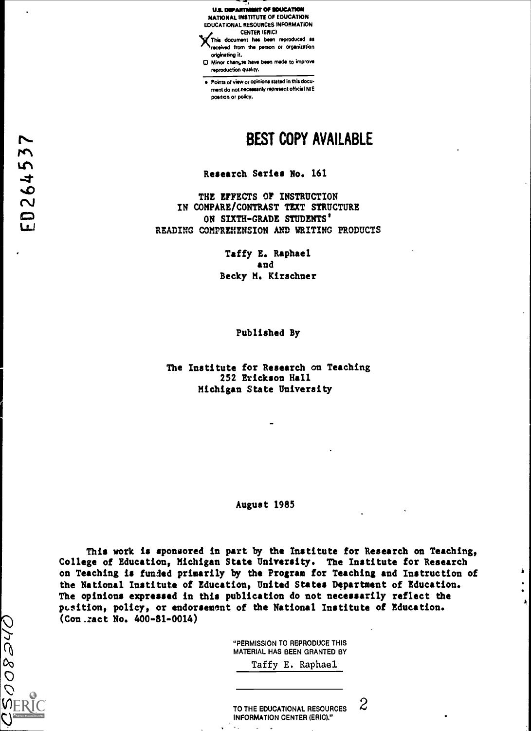U.S. DEPARTMENT OF EDUCATION
NATIONAL INSTITUTE OF EDUCATION
EDUCATIONAL RESOURCES INFORMATION CENTER (ERIC)

- [X] This document has been reproduced as received from the person or organization originating it.
- [ ] Minor changes have been made to improve reproduction quality.

- Points of view or opinions stated in this document do not necessarily represent official NIE position or policy.

ED264537

# BEST COPY AVAILABLE

Research Series No. 161

## THE EFFECTS OF INSTRUCTION IN COMPARE/CONTRAST TEXT STRUCTURE ON SIXTH-GRADE STUDENTS' READING COMPREHENSION AND WRITING PRODUCTS

Taffy E. Raphael
and
Becky M. Kirschner

Published By

The Institute for Research on Teaching
252 Erickson Hall
Michigan State University

August 1985

This work is sponsored in part by the Institute for Research on Teaching, College of Education, Michigan State University. The Institute for Research on Teaching is funded primarily by the Program for Teaching and Instruction of the National Institute of Education, United States Department of Education. The opinions expressed in this publication do not necessarily reflect the position, policy, or endorsement of the National Institute of Education. (Contract No. 400-81-0014)

"PERMISSION TO REPRODUCE THIS MATERIAL HAS BEEN GRANTED BY
Taffy E. Raphael

TO THE EDUCATIONAL RESOURCES INFORMATION CENTER (ERIC)."

CS008240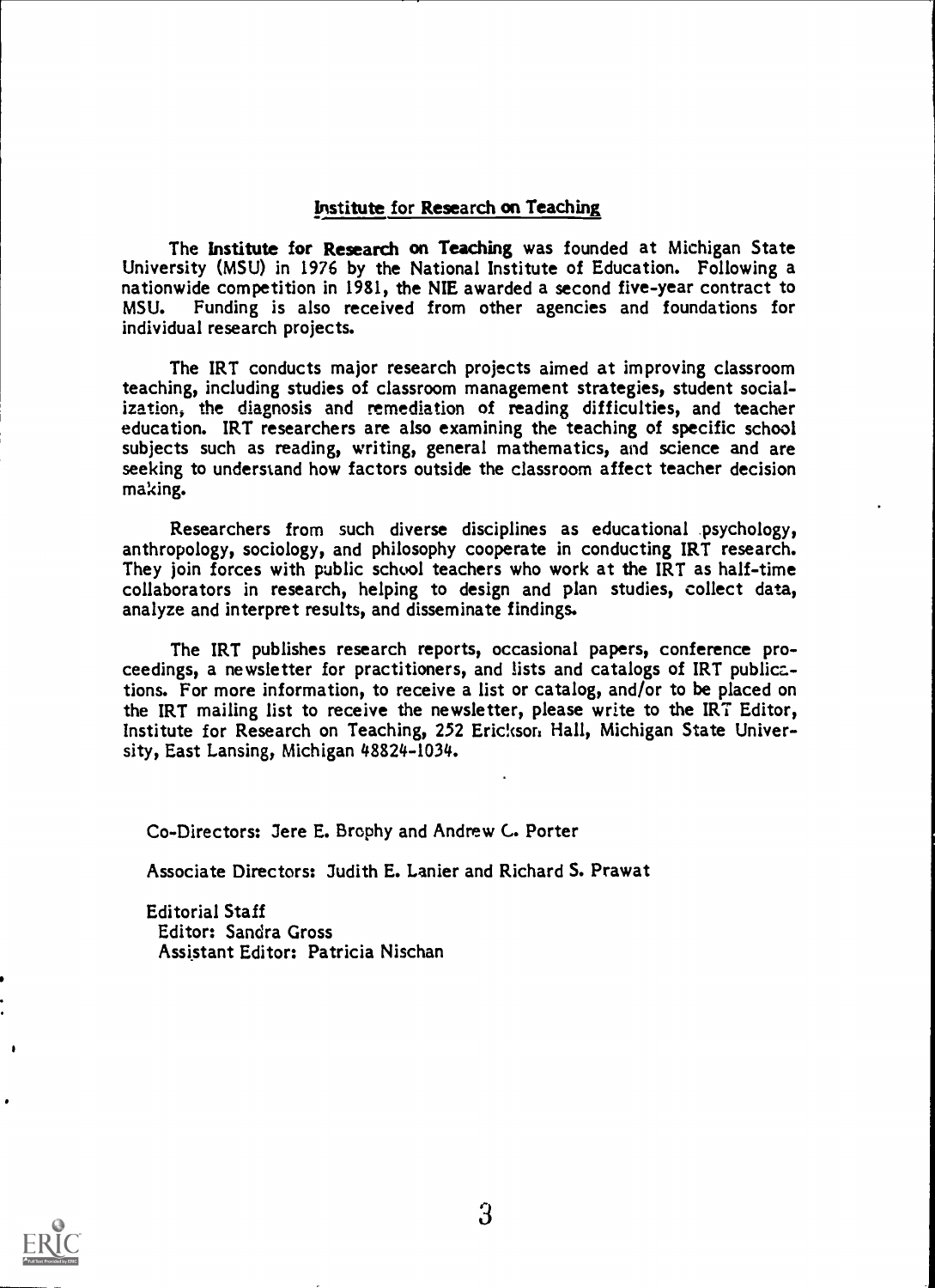## Institute for Research on Teaching

The **Institute for Research on Teaching** was founded at Michigan State University (MSU) in 1976 by the National Institute of Education. Following a nationwide competition in 1981, the NIE awarded a second five-year contract to MSU. Funding is also received from other agencies and foundations for individual research projects.

The IRT conducts major research projects aimed at improving classroom teaching, including studies of classroom management strategies, student socialization, the diagnosis and remediation of reading difficulties, and teacher education. IRT researchers are also examining the teaching of specific school subjects such as reading, writing, general mathematics, and science and are seeking to understand how factors outside the classroom affect teacher decision making.

Researchers from such diverse disciplines as educational psychology, anthropology, sociology, and philosophy cooperate in conducting IRT research. They join forces with public school teachers who work at the IRT as half-time collaborators in research, helping to design and plan studies, collect data, analyze and interpret results, and disseminate findings.

The IRT publishes research reports, occasional papers, conference proceedings, a newsletter for practitioners, and lists and catalogs of IRT publications. For more information, to receive a list or catalog, and/or to be placed on the IRT mailing list to receive the newsletter, please write to the IRT Editor, Institute for Research on Teaching, 252 Erickson Hall, Michigan State University, East Lansing, Michigan 48824-1034.

Co-Directors: Jere E. Brophy and Andrew C. Porter

Associate Directors: Judith E. Lanier and Richard S. Prawat

Editorial Staff
Editor: Sandra Gross
Assistant Editor: Patricia Nischan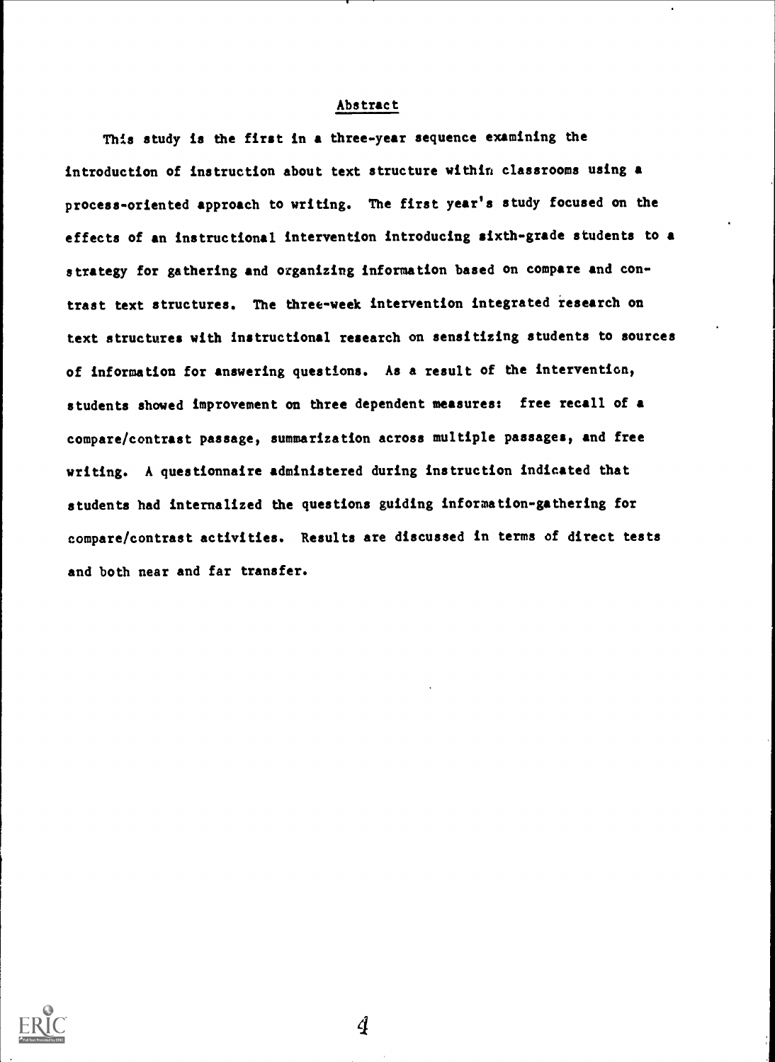## Abstract

This study is the first in a three-year sequence examining the introduction of instruction about text structure within classrooms using a process-oriented approach to writing. The first year's study focused on the effects of an instructional intervention introducing sixth-grade students to a strategy for gathering and organizing information based on compare and contrast text structures. The three-week intervention integrated research on text structures with instructional research on sensitizing students to sources of information for answering questions. As a result of the intervention, students showed improvement on three dependent measures: free recall of a compare/contrast passage, summarization across multiple passages, and free writing. A questionnaire administered during instruction indicated that students had internalized the questions guiding information-gathering for compare/contrast activities. Results are discussed in terms of direct tests and both near and far transfer.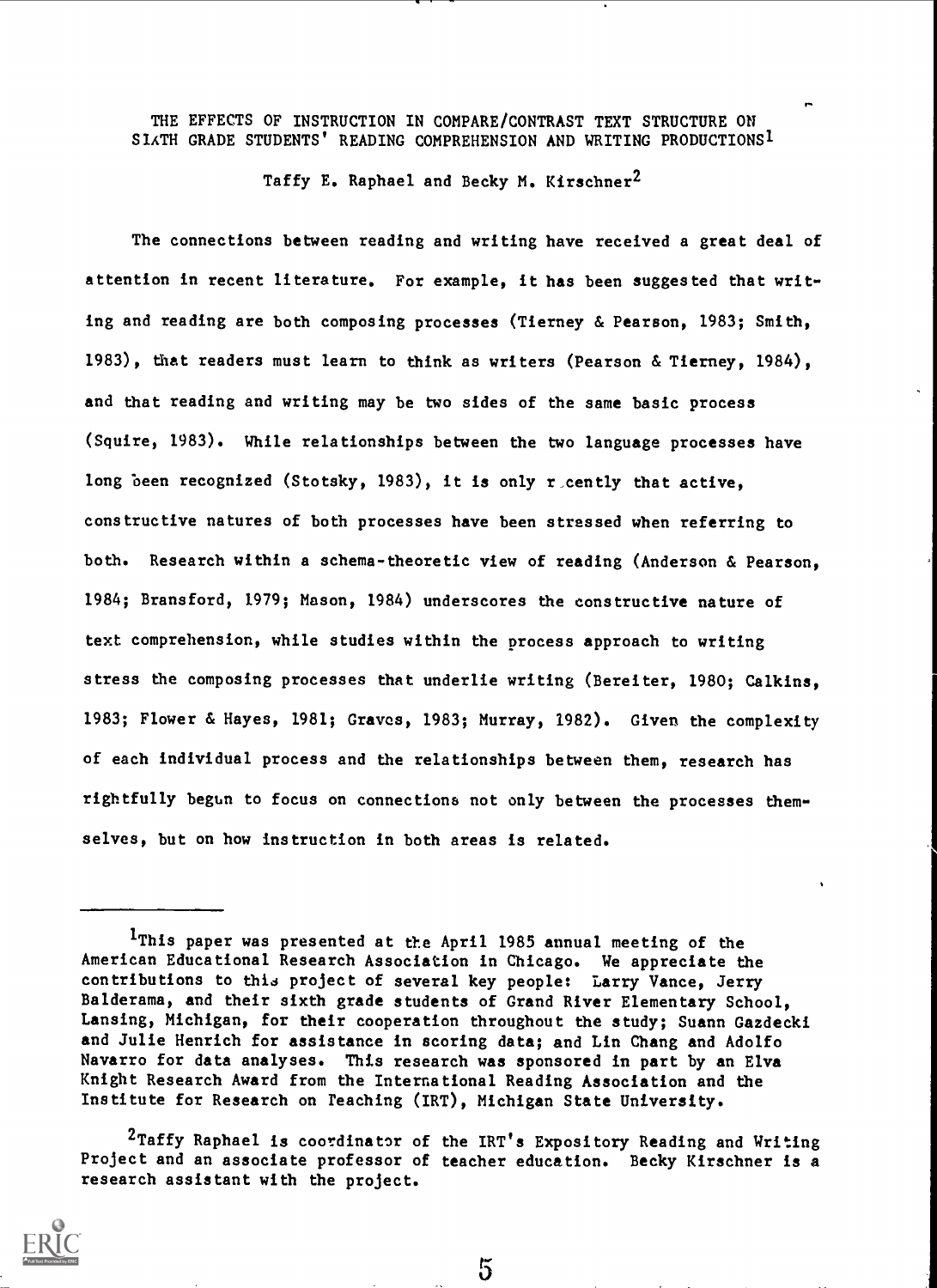# THE EFFECTS OF INSTRUCTION IN COMPARE/CONTRAST TEXT STRUCTURE ON SIXTH GRADE STUDENTS' READING COMPREHENSION AND WRITING PRODUCTIONS[1]

Taffy E. Raphael and Becky M. Kirschner[2]

The connections between reading and writing have received a great deal of attention in recent literature. For example, it has been suggested that writing and reading are both composing processes (Tierney & Pearson, 1983; Smith, 1983), that readers must learn to think as writers (Pearson & Tierney, 1984), and that reading and writing may be two sides of the same basic process (Squire, 1983). While relationships between the two language processes have long been recognized (Stotsky, 1983), it is only recently that active, constructive natures of both processes have been stressed when referring to both. Research within a schema-theoretic view of reading (Anderson & Pearson, 1984; Bransford, 1979; Mason, 1984) underscores the constructive nature of text comprehension, while studies within the process approach to writing stress the composing processes that underlie writing (Bereiter, 1980; Calkins, 1983; Flower & Hayes, 1981; Graves, 1983; Murray, 1982). Given the complexity of each individual process and the relationships between them, research has rightfully begun to focus on connections not only between the processes themselves, but on how instruction in both areas is related.

---

[1]This paper was presented at the April 1985 annual meeting of the American Educational Research Association in Chicago. We appreciate the contributions to this project of several key people: Larry Vance, Jerry Balderama, and their sixth grade students of Grand River Elementary School, Lansing, Michigan, for their cooperation throughout the study; Suann Gazdecki and Julie Henrich for assistance in scoring data; and Lin Chang and Adolfo Navarro for data analyses. This research was sponsored in part by an Elva Knight Research Award from the International Reading Association and the Institute for Research on Teaching (IRT), Michigan State University.

[2]Taffy Raphael is coordinator of the IRT's Expository Reading and Writing Project and an associate professor of teacher education. Becky Kirschner is a research assistant with the project.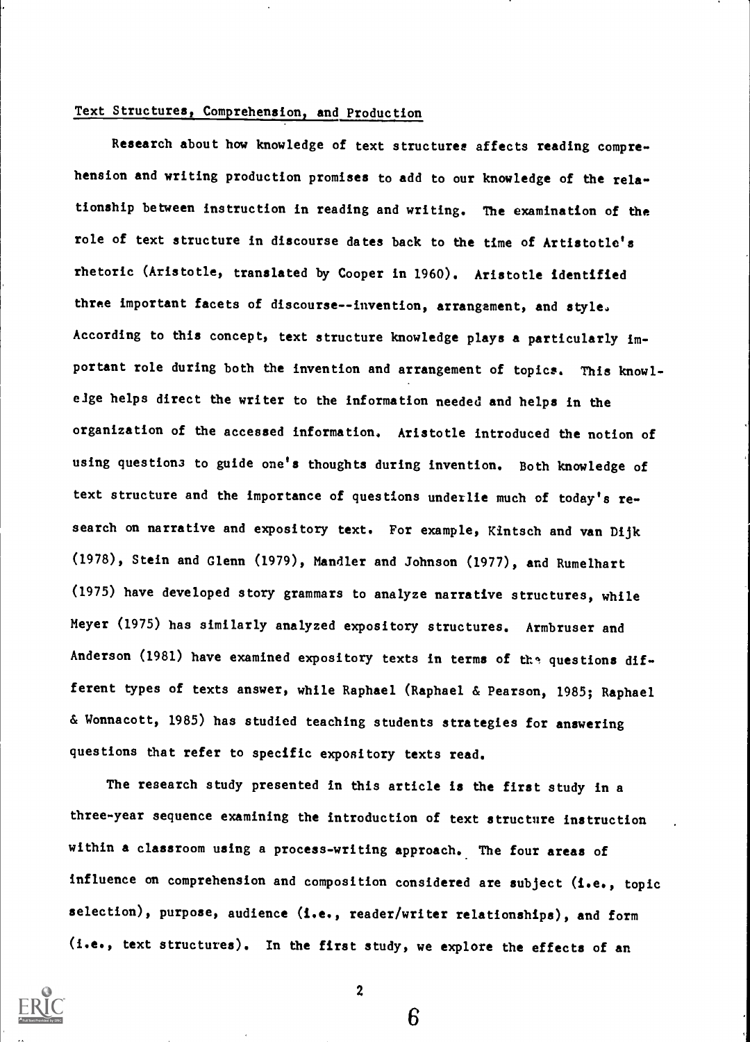## Text Structures, Comprehension, and Production

Research about how knowledge of text structures affects reading comprehension and writing production promises to add to our knowledge of the relationship between instruction in reading and writing. The examination of the role of text structure in discourse dates back to the time of Artistotle's rhetoric (Aristotle, translated by Cooper in 1960). Aristotle identified three important facets of discourse--invention, arrangement, and style. According to this concept, text structure knowledge plays a particularly important role during both the invention and arrangement of topics. This knowledge helps direct the writer to the information needed and helps in the organization of the accessed information. Aristotle introduced the notion of using questions to guide one's thoughts during invention. Both knowledge of text structure and the importance of questions underlie much of today's research on narrative and expository text. For example, Kintsch and van Dijk (1978), Stein and Glenn (1979), Mandler and Johnson (1977), and Rumelhart (1975) have developed story grammars to analyze narrative structures, while Meyer (1975) has similarly analyzed expository structures. Armbruser and Anderson (1981) have examined expository texts in terms of the questions different types of texts answer, while Raphael (Raphael & Pearson, 1985; Raphael & Wonnacott, 1985) has studied teaching students strategies for answering questions that refer to specific expository texts read.

The research study presented in this article is the first study in a three-year sequence examining the introduction of text structure instruction within a classroom using a process-writing approach. The four areas of influence on comprehension and composition considered are subject (i.e., topic selection), purpose, audience (i.e., reader/writer relationships), and form (i.e., text structures). In the first study, we explore the effects of an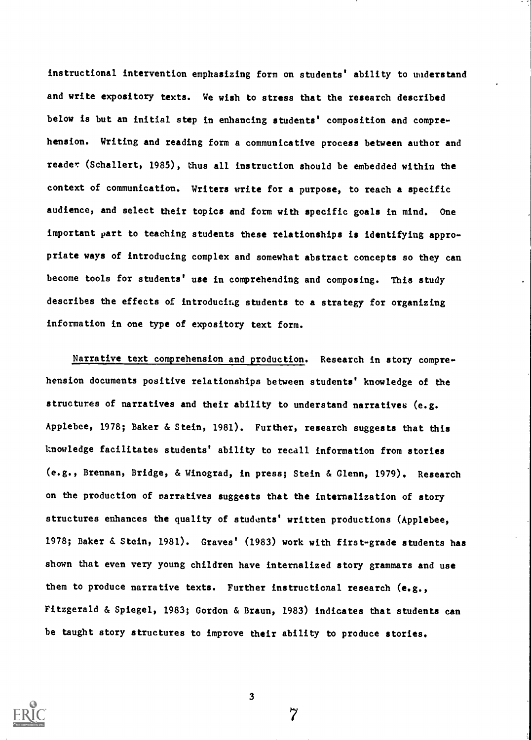instructional intervention emphasizing form on students' ability to understand and write expository texts. We wish to stress that the research described below is but an initial step in enhancing students' composition and comprehension. Writing and reading form a communicative process between author and reader (Schallert, 1985), thus all instruction should be embedded within the context of communication. Writers write for a purpose, to reach a specific audience, and select their topics and form with specific goals in mind. One important part to teaching students these relationships is identifying appropriate ways of introducing complex and somewhat abstract concepts so they can become tools for students' use in comprehending and composing. This study describes the effects of introducing students to a strategy for organizing information in one type of expository text form.

Narrative text comprehension and production. Research in story comprehension documents positive relationships between students' knowledge of the structures of narratives and their ability to understand narratives (e.g. Applebee, 1978; Baker & Stein, 1981). Further, research suggests that this knowledge facilitates students' ability to recall information from stories (e.g., Brennan, Bridge, & Winograd, in press; Stein & Glenn, 1979). Research on the production of narratives suggests that the internalization of story structures enhances the quality of students' written productions (Applebee, 1978; Baker & Stein, 1981). Graves' (1983) work with first-grade students has shown that even very young children have internalized story grammars and use them to produce narrative texts. Further instructional research (e.g., Fitzgerald & Spiegel, 1983; Gordon & Braun, 1983) indicates that students can be taught story structures to improve their ability to produce stories.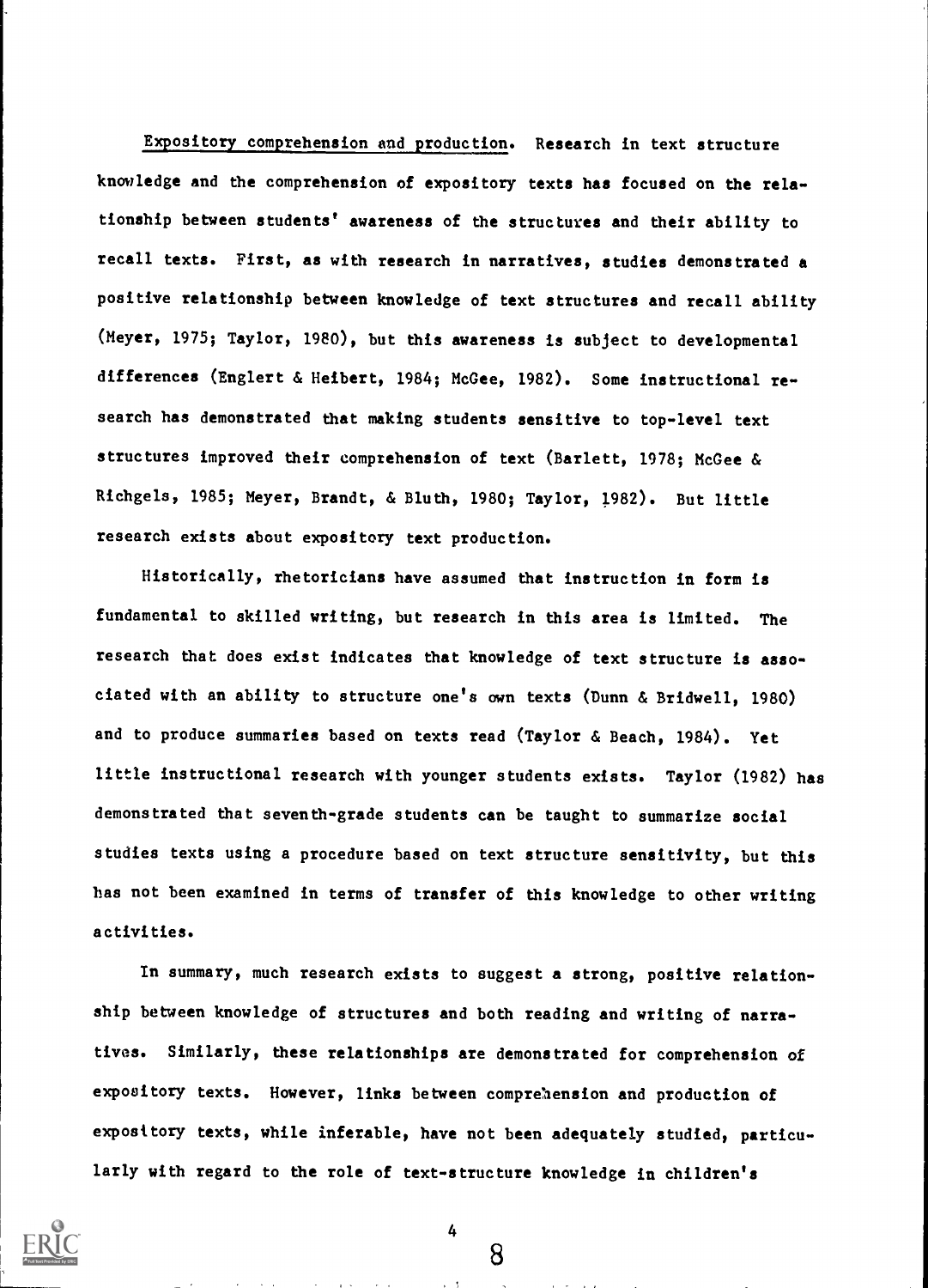*Expository comprehension and production.* Research in text structure knowledge and the comprehension of expository texts has focused on the relationship between students' awareness of the structures and their ability to recall texts. First, as with research in narratives, studies demonstrated a positive relationship between knowledge of text structures and recall ability (Meyer, 1975; Taylor, 1980), but this awareness is subject to developmental differences (Englert & Heibert, 1984; McGee, 1982). Some instructional research has demonstrated that making students sensitive to top-level text structures improved their comprehension of text (Barlett, 1978; McGee & Richgels, 1985; Meyer, Brandt, & Bluth, 1980; Taylor, 1982). But little research exists about expository text production.

Historically, rhetoricians have assumed that instruction in form is fundamental to skilled writing, but research in this area is limited. The research that does exist indicates that knowledge of text structure is associated with an ability to structure one's own texts (Dunn & Bridwell, 1980) and to produce summaries based on texts read (Taylor & Beach, 1984). Yet little instructional research with younger students exists. Taylor (1982) has demonstrated that seventh-grade students can be taught to summarize social studies texts using a procedure based on text structure sensitivity, but this has not been examined in terms of transfer of this knowledge to other writing activities.

In summary, much research exists to suggest a strong, positive relationship between knowledge of structures and both reading and writing of narratives. Similarly, these relationships are demonstrated for comprehension of expository texts. However, links between comprehension and production of expository texts, while inferable, have not been adequately studied, particularly with regard to the role of text-structure knowledge in children's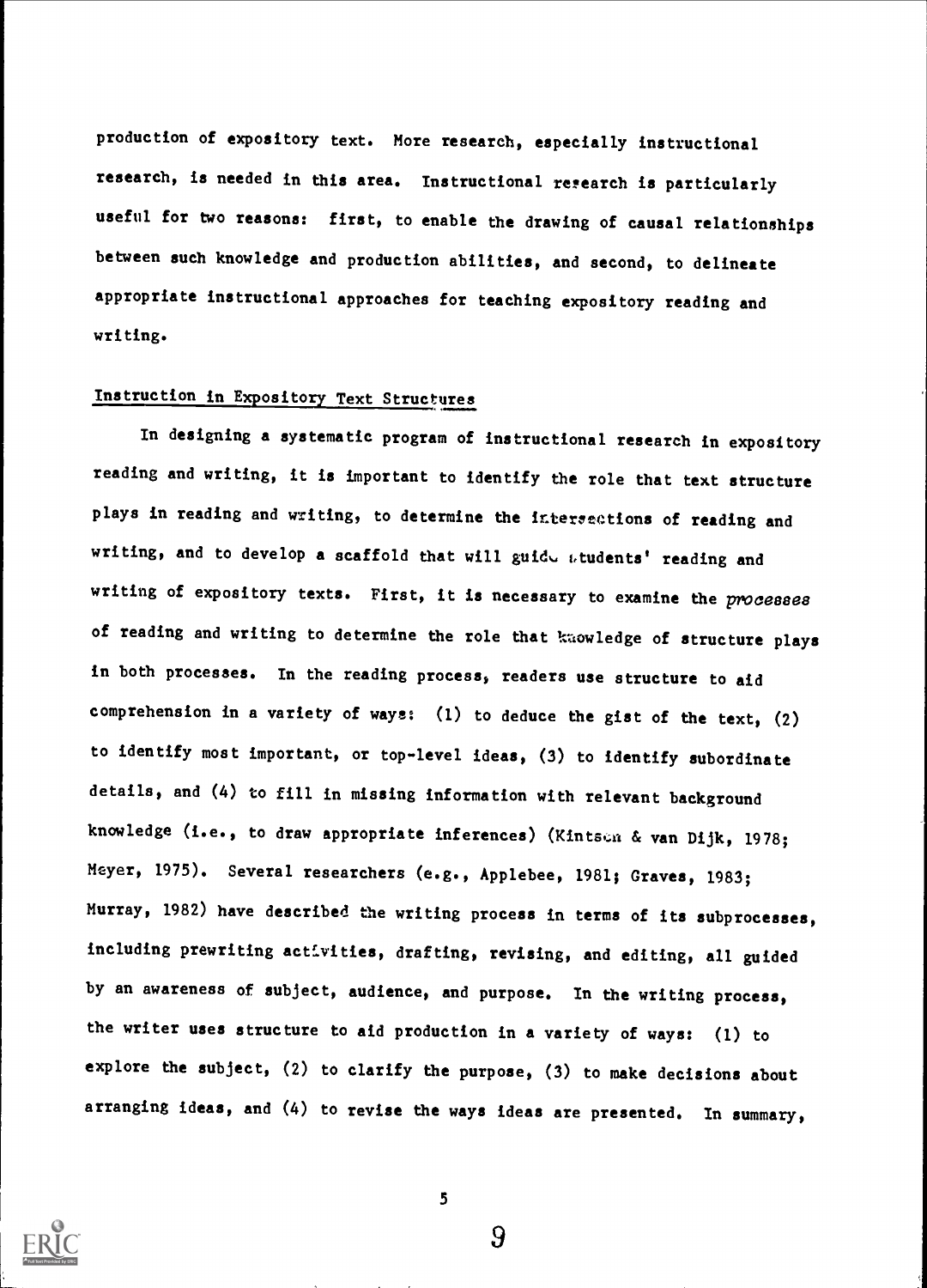production of expository text. More research, especially instructional research, is needed in this area. Instructional research is particularly useful for two reasons: first, to enable the drawing of causal relationships between such knowledge and production abilities, and second, to delineate appropriate instructional approaches for teaching expository reading and writing.

## Instruction in Expository Text Structures

In designing a systematic program of instructional research in expository reading and writing, it is important to identify the role that text structure plays in reading and writing, to determine the intersections of reading and writing, and to develop a scaffold that will guide students' reading and writing of expository texts. First, it is necessary to examine the *processes* of reading and writing to determine the role that knowledge of structure plays in both processes. In the reading process, readers use structure to aid comprehension in a variety of ways: (1) to deduce the gist of the text, (2) to identify most important, or top-level ideas, (3) to identify subordinate details, and (4) to fill in missing information with relevant background knowledge (i.e., to draw appropriate inferences) (Kintsch & van Dijk, 1978; Meyer, 1975). Several researchers (e.g., Applebee, 1981; Graves, 1983; Murray, 1982) have described the writing process in terms of its subprocesses, including prewriting activities, drafting, revising, and editing, all guided by an awareness of subject, audience, and purpose. In the writing process, the writer uses structure to aid production in a variety of ways: (1) to explore the subject, (2) to clarify the purpose, (3) to make decisions about arranging ideas, and (4) to revise the ways ideas are presented. In summary,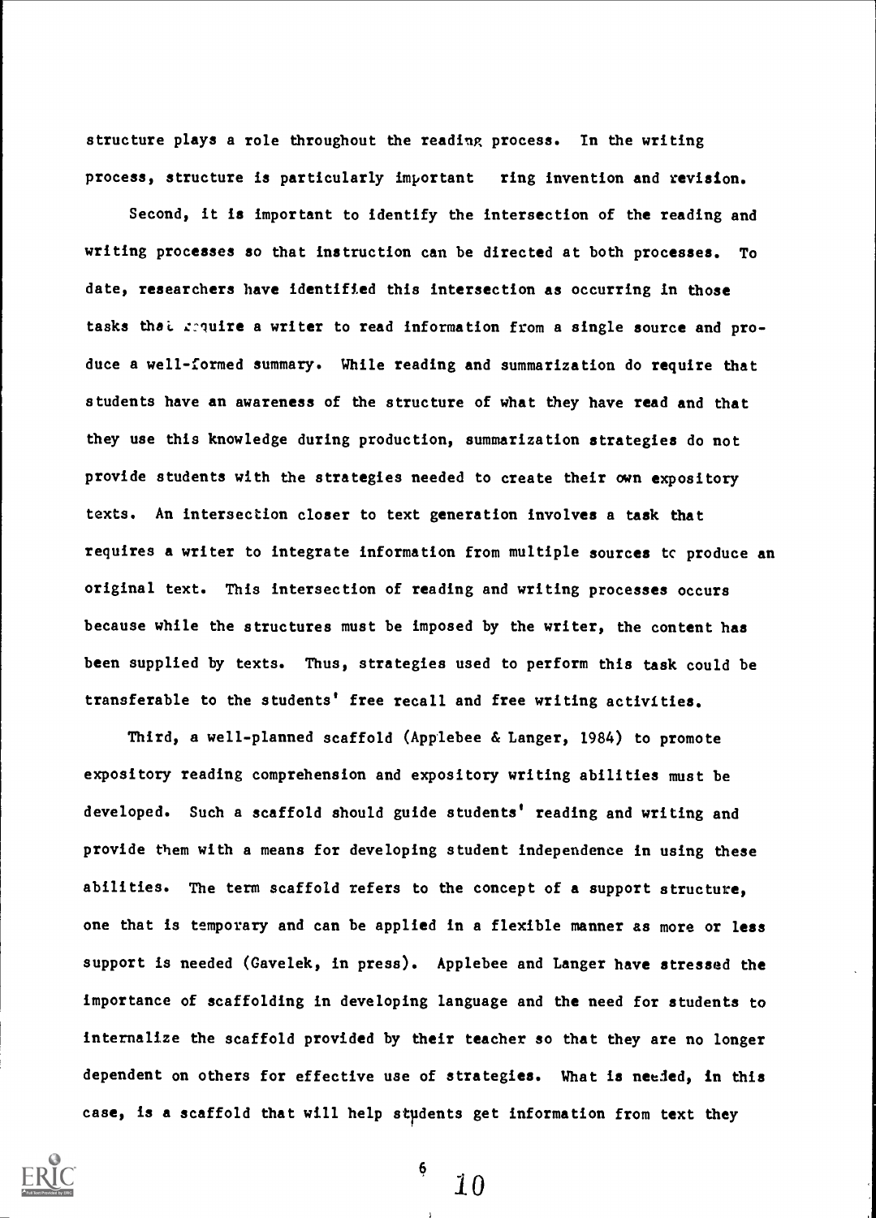structure plays a role throughout the reading process. In the writing process, structure is particularly important ring invention and revision.

Second, it is important to identify the intersection of the reading and writing processes so that instruction can be directed at both processes. To date, researchers have identified this intersection as occurring in those tasks that require a writer to read information from a single source and produce a well-formed summary. While reading and summarization do require that students have an awareness of the structure of what they have read and that they use this knowledge during production, summarization strategies do not provide students with the strategies needed to create their own expository texts. An intersection closer to text generation involves a task that requires a writer to integrate information from multiple sources tc produce an original text. This intersection of reading and writing processes occurs because while the structures must be imposed by the writer, the content has been supplied by texts. Thus, strategies used to perform this task could be transferable to the students' free recall and free writing activities.

Third, a well-planned scaffold (Applebee & Langer, 1984) to promote expository reading comprehension and expository writing abilities must be developed. Such a scaffold should guide students' reading and writing and provide them with a means for developing student independence in using these abilities. The term scaffold refers to the concept of a support structure, one that is temporary and can be applied in a flexible manner as more or less support is needed (Gavelek, in press). Applebee and Langer have stressed the importance of scaffolding in developing language and the need for students to internalize the scaffold provided by their teacher so that they are no longer dependent on others for effective use of strategies. What is needed, in this case, is a scaffold that will help students get information from text they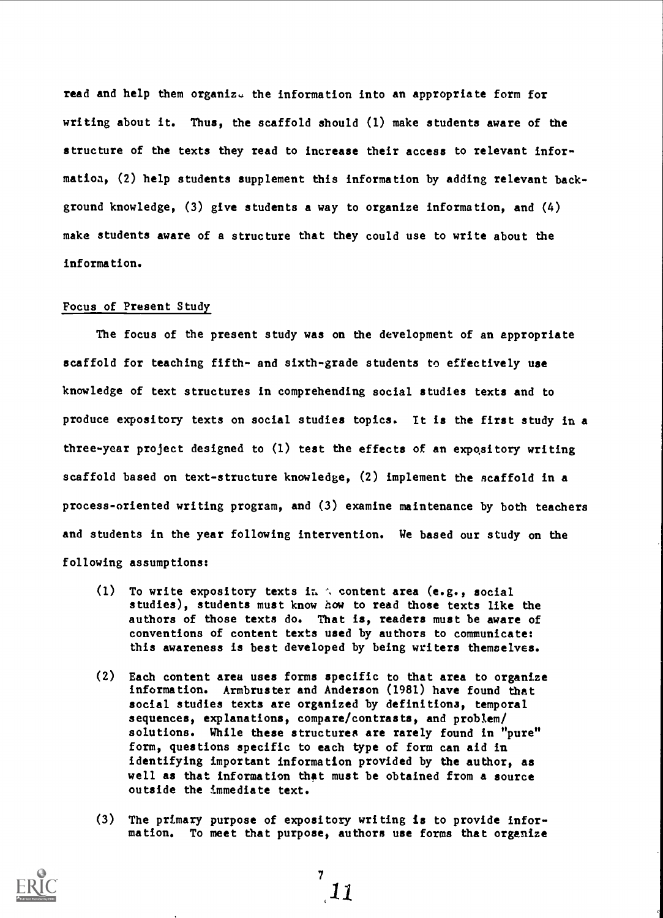read and help them organize the information into an appropriate form for writing about it. Thus, the scaffold should (1) make students aware of the structure of the texts they read to increase their access to relevant information, (2) help students supplement this information by adding relevant background knowledge, (3) give students a way to organize information, and (4) make students aware of a structure that they could use to write about the information.

### Focus of Present Study

The focus of the present study was on the development of an appropriate scaffold for teaching fifth- and sixth-grade students to effectively use knowledge of text structures in comprehending social studies texts and to produce expository texts on social studies topics. It is the first study in a three-year project designed to (1) test the effects of an expository writing scaffold based on text-structure knowledge, (2) implement the scaffold in a process-oriented writing program, and (3) examine maintenance by both teachers and students in the year following intervention. We based our study on the following assumptions:

(1) To write expository texts in a content area (e.g., social studies), students must know how to read those texts like the authors of those texts do. That is, readers must be aware of conventions of content texts used by authors to communicate: this awareness is best developed by being writers themselves.

(2) Each content area uses forms specific to that area to organize information. Armbruster and Anderson (1981) have found that social studies texts are organized by definitions, temporal sequences, explanations, compare/contrasts, and problem/solutions. While these structures are rarely found in "pure" form, questions specific to each type of form can aid in identifying important information provided by the author, as well as that information that must be obtained from a source outside the immediate text.

(3) The primary purpose of expository writing is to provide information. To meet that purpose, authors use forms that organize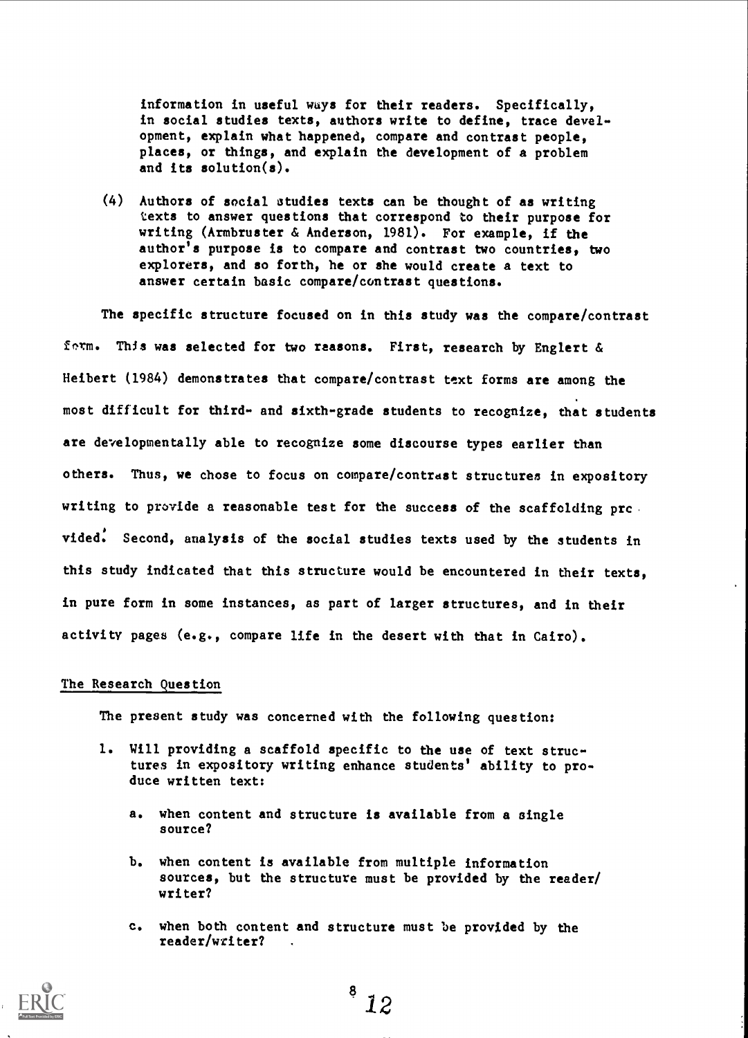information in useful ways for their readers. Specifically, in social studies texts, authors write to define, trace development, explain what happened, compare and contrast people, places, or things, and explain the development of a problem and its solution(s).

(4) Authors of social studies texts can be thought of as writing texts to answer questions that correspond to their purpose for writing (Armbruster & Anderson, 1981). For example, if the author's purpose is to compare and contrast two countries, two explorers, and so forth, he or she would create a text to answer certain basic compare/contrast questions.

The specific structure focused on in this study was the compare/contrast form. This was selected for two reasons. First, research by Englert & Heibert (1984) demonstrates that compare/contrast text forms are among the most difficult for third- and sixth-grade students to recognize, that students are developmentally able to recognize some discourse types earlier than others. Thus, we chose to focus on compare/contrast structures in expository writing to provide a reasonable test for the success of the scaffolding provided. Second, analysis of the social studies texts used by the students in this study indicated that this structure would be encountered in their texts, in pure form in some instances, as part of larger structures, and in their activity pages (e.g., compare life in the desert with that in Cairo).

## The Research Question

The present study was concerned with the following question:

1. Will providing a scaffold specific to the use of text structures in expository writing enhance students' ability to produce written text:

   a. when content and structure is available from a single source?

   b. when content is available from multiple information sources, but the structure must be provided by the reader/writer?

   c. when both content and structure must be provided by the reader/writer?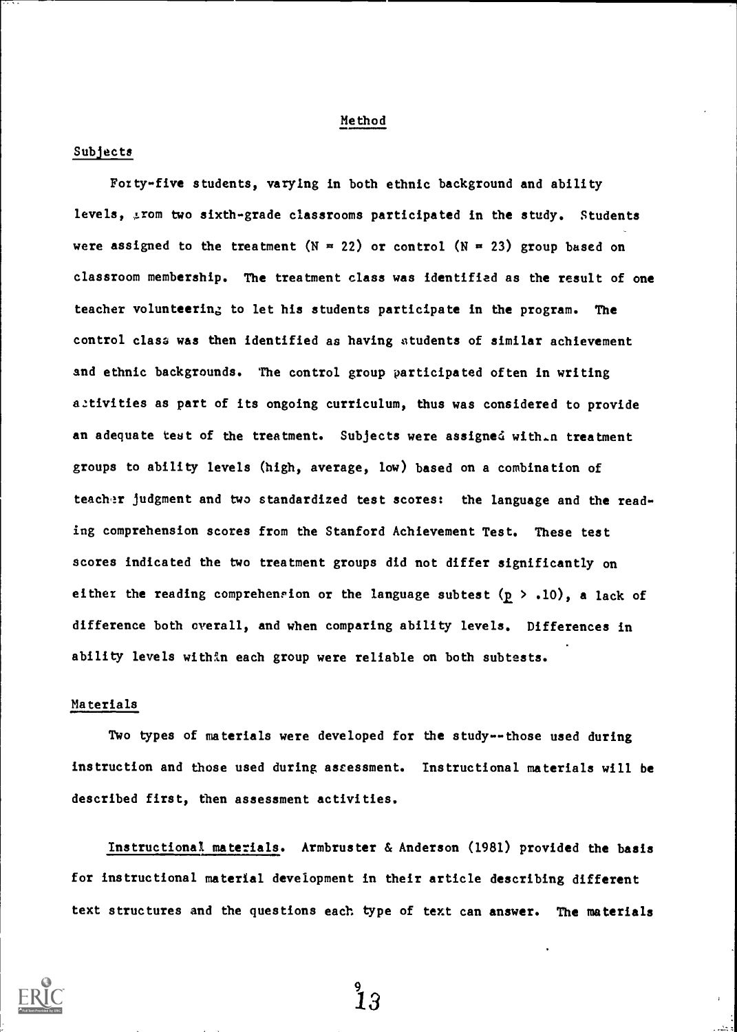## Method

### Subjects

Forty-five students, varying in both ethnic background and ability levels, from two sixth-grade classrooms participated in the study. Students were assigned to the treatment (N = 22) or control (N = 23) group based on classroom membership. The treatment class was identified as the result of one teacher volunteering to let his students participate in the program. The control class was then identified as having students of similar achievement and ethnic backgrounds. The control group participated often in writing activities as part of its ongoing curriculum, thus was considered to provide an adequate test of the treatment. Subjects were assigned within treatment groups to ability levels (high, average, low) based on a combination of teacher judgment and two standardized test scores: the language and the reading comprehension scores from the Stanford Achievement Test. These test scores indicated the two treatment groups did not differ significantly on either the reading comprehension or the language subtest ($p > .10$), a lack of difference both overall, and when comparing ability levels. Differences in ability levels within each group were reliable on both subtests.

### Materials

Two types of materials were developed for the study--those used during instruction and those used during assessment. Instructional materials will be described first, then assessment activities.

Instructional materials. Armbruster & Anderson (1981) provided the basis for instructional material development in their article describing different text structures and the questions each type of text can answer. The materials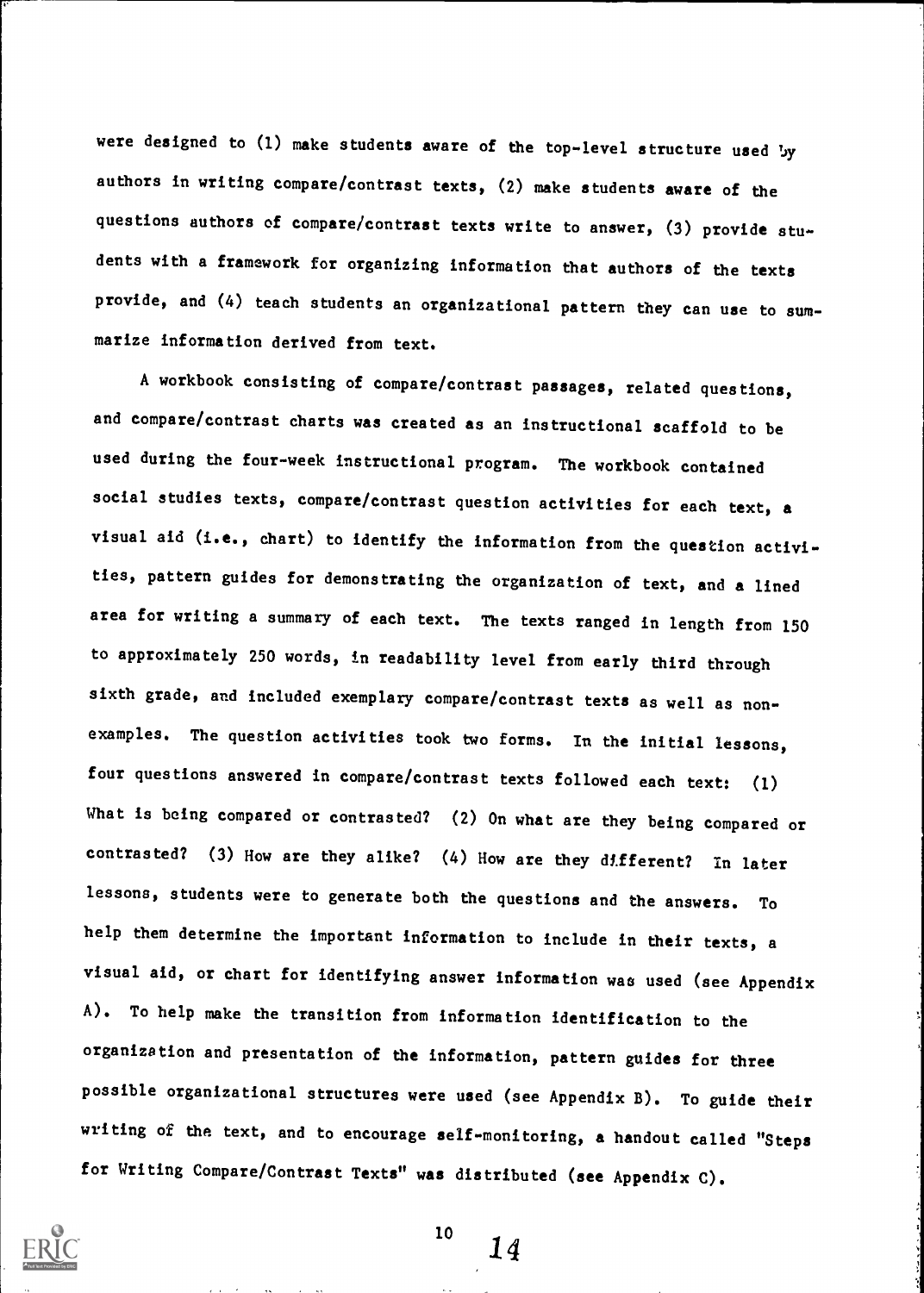were designed to (1) make students aware of the top-level structure used by authors in writing compare/contrast texts, (2) make students aware of the questions authors of compare/contrast texts write to answer, (3) provide students with a framework for organizing information that authors of the texts provide, and (4) teach students an organizational pattern they can use to summarize information derived from text.

A workbook consisting of compare/contrast passages, related questions, and compare/contrast charts was created as an instructional scaffold to be used during the four-week instructional program. The workbook contained social studies texts, compare/contrast question activities for each text, a visual aid (i.e., chart) to identify the information from the question activities, pattern guides for demonstrating the organization of text, and a lined area for writing a summary of each text. The texts ranged in length from 150 to approximately 250 words, in readability level from early third through sixth grade, and included exemplary compare/contrast texts as well as non-examples. The question activities took two forms. In the initial lessons, four questions answered in compare/contrast texts followed each text: (1) What is being compared or contrasted? (2) On what are they being compared or contrasted? (3) How are they alike? (4) How are they different? In later lessons, students were to generate both the questions and the answers. To help them determine the important information to include in their texts, a visual aid, or chart for identifying answer information was used (see Appendix A). To help make the transition from information identification to the organization and presentation of the information, pattern guides for three possible organizational structures were used (see Appendix B). To guide their writing of the text, and to encourage self-monitoring, a handout called "Steps for Writing Compare/Contrast Texts" was distributed (see Appendix C).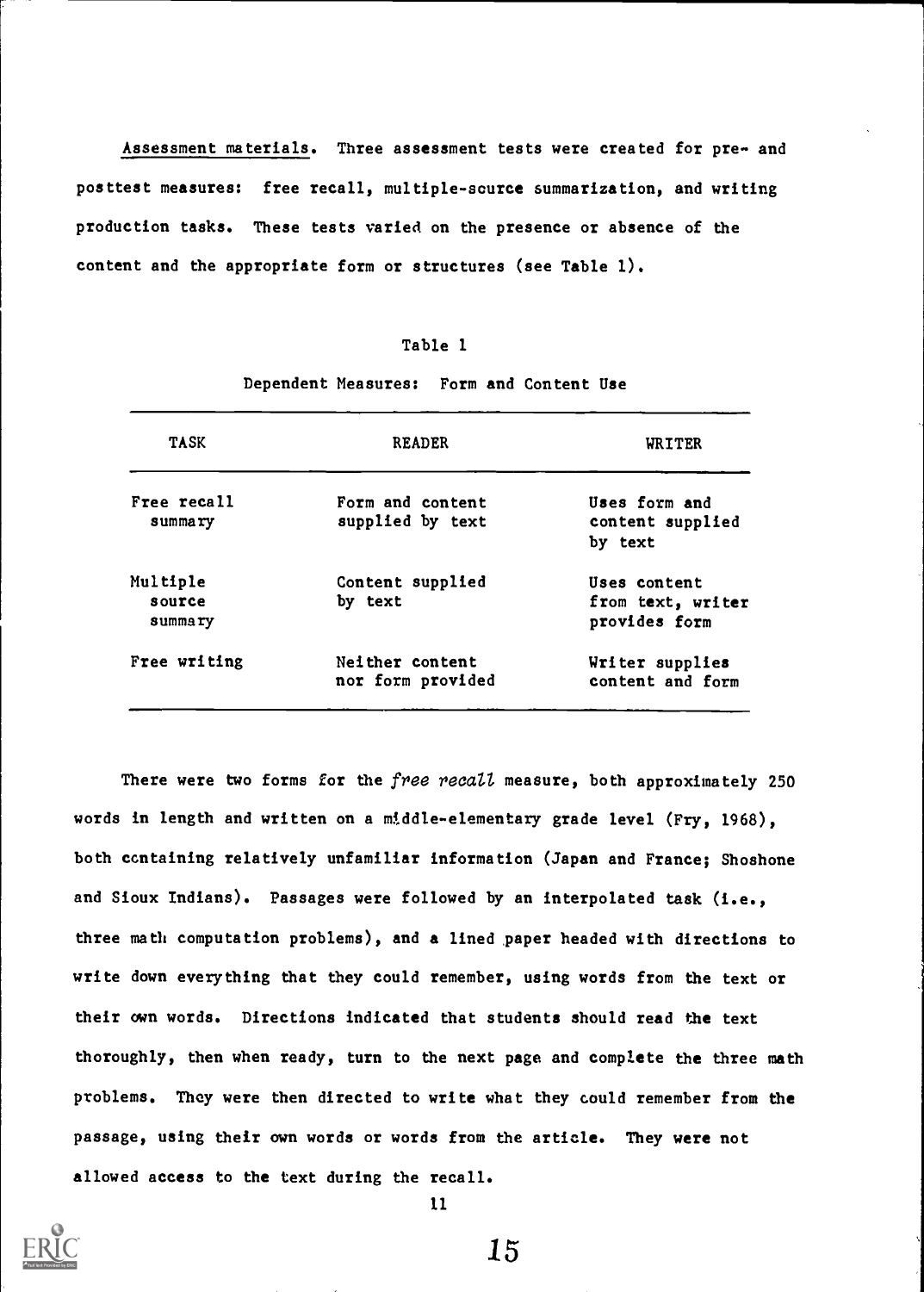Assessment materials. Three assessment tests were created for pre- and posttest measures: free recall, multiple-source summarization, and writing production tasks. These tests varied on the presence or absence of the content and the appropriate form or structures (see Table 1).

Table 1

Dependent Measures: Form and Content Use

| TASK | READER | WRITER |
|---|---|---|
| Free recall summary | Form and content supplied by text | Uses form and content supplied by text |
| Multiple source summary | Content supplied by text | Uses content from text, writer provides form |
| Free writing | Neither content nor form provided | Writer supplies content and form |

There were two forms for the *free recall* measure, both approximately 250 words in length and written on a middle-elementary grade level (Fry, 1968), both containing relatively unfamiliar information (Japan and France; Shoshone and Sioux Indians). Passages were followed by an interpolated task (i.e., three math computation problems), and a lined paper headed with directions to write down everything that they could remember, using words from the text or their own words. Directions indicated that students should read the text thoroughly, then when ready, turn to the next page and complete the three math problems. They were then directed to write what they could remember from the passage, using their own words or words from the article. They were not allowed access to the text during the recall.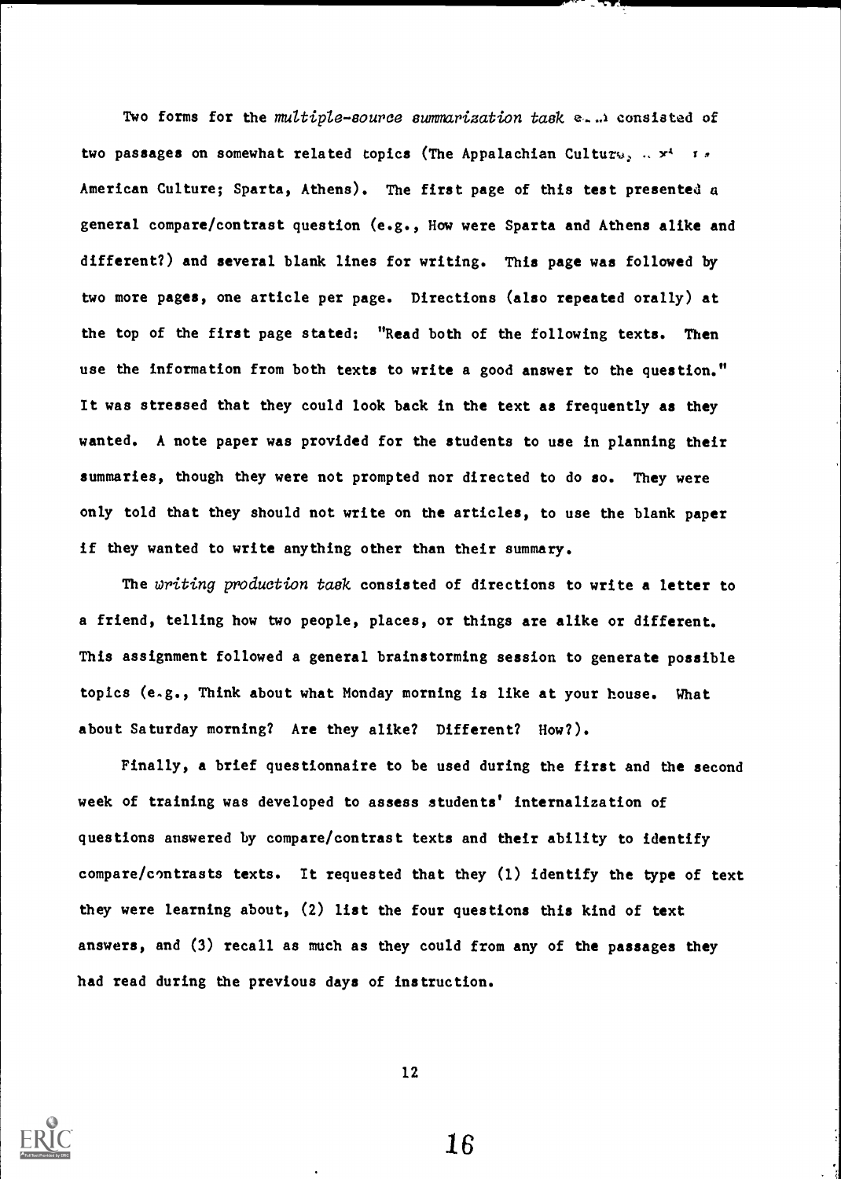Two forms for the *multiple-source summarization task* e...1 consisted of two passages on somewhat related topics (The Appalachian Cultur..., .. x' r. American Culture; Sparta, Athens). The first page of this test presented a general compare/contrast question (e.g., How were Sparta and Athens alike and different?) and several blank lines for writing. This page was followed by two more pages, one article per page. Directions (also repeated orally) at the top of the first page stated: "Read both of the following texts. Then use the information from both texts to write a good answer to the question." It was stressed that they could look back in the text as frequently as they wanted. A note paper was provided for the students to use in planning their summaries, though they were not prompted nor directed to do so. They were only told that they should not write on the articles, to use the blank paper if they wanted to write anything other than their summary.

The *writing production task* consisted of directions to write a letter to a friend, telling how two people, places, or things are alike or different. This assignment followed a general brainstorming session to generate possible topics (e.g., Think about what Monday morning is like at your house. What about Saturday morning? Are they alike? Different? How?).

Finally, a brief questionnaire to be used during the first and the second week of training was developed to assess students' internalization of questions answered by compare/contrast texts and their ability to identify compare/contrasts texts. It requested that they (1) identify the type of text they were learning about, (2) list the four questions this kind of text answers, and (3) recall as much as they could from any of the passages they had read during the previous days of instruction.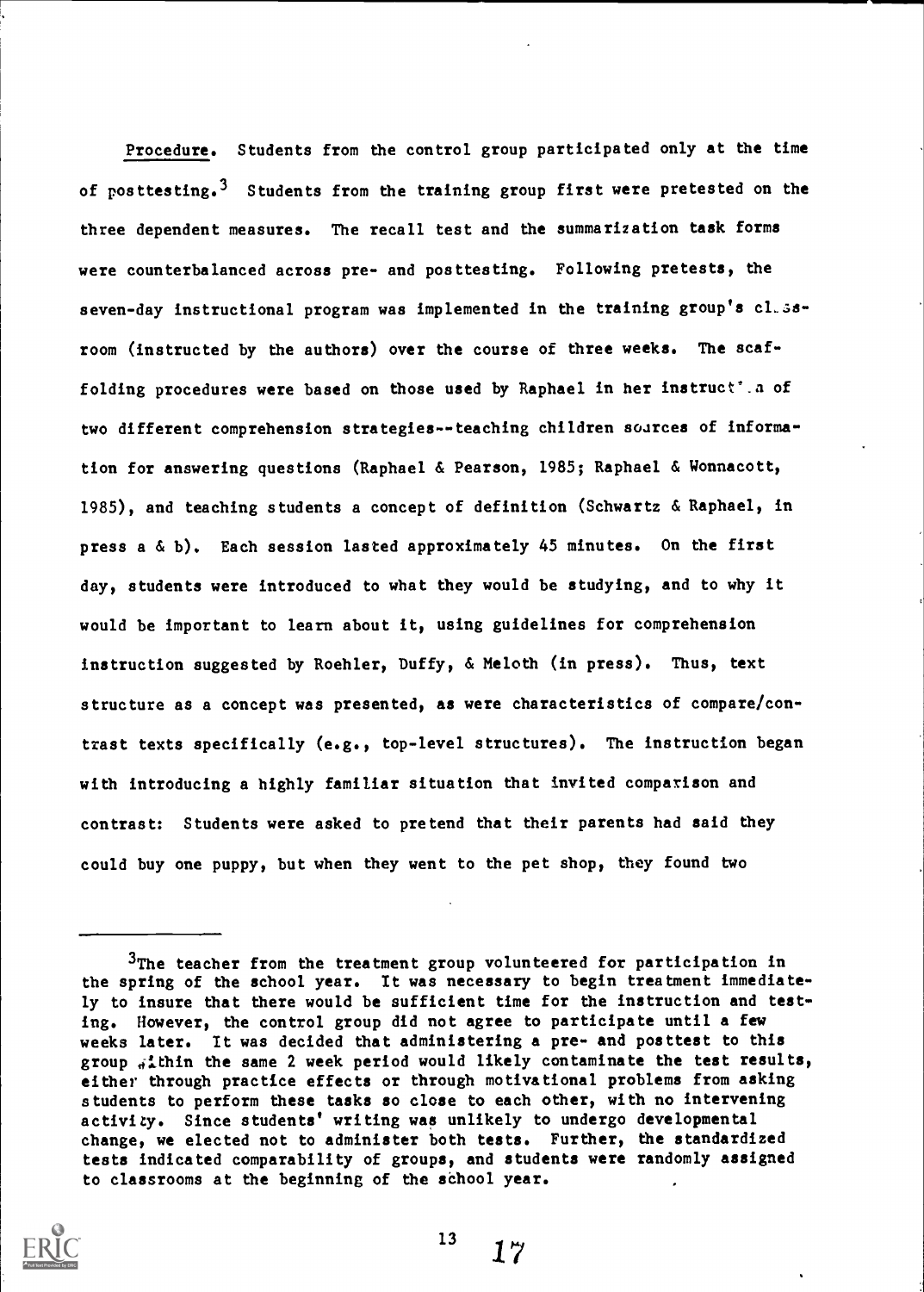Procedure. Students from the control group participated only at the time of posttesting.[3] Students from the training group first were pretested on the three dependent measures. The recall test and the summarization task forms were counterbalanced across pre- and posttesting. Following pretests, the seven-day instructional program was implemented in the training group's classroom (instructed by the authors) over the course of three weeks. The scaffolding procedures were based on those used by Raphael in her instruction of two different comprehension strategies--teaching children sources of information for answering questions (Raphael & Pearson, 1985; Raphael & Wonnacott, 1985), and teaching students a concept of definition (Schwartz & Raphael, in press a & b). Each session lasted approximately 45 minutes. On the first day, students were introduced to what they would be studying, and to why it would be important to learn about it, using guidelines for comprehension instruction suggested by Roehler, Duffy, & Meloth (in press). Thus, text structure as a concept was presented, as were characteristics of compare/contrast texts specifically (e.g., top-level structures). The instruction began with introducing a highly familiar situation that invited comparison and contrast: Students were asked to pretend that their parents had said they could buy one puppy, but when they went to the pet shop, they found two

---

[3] The teacher from the treatment group volunteered for participation in the spring of the school year. It was necessary to begin treatment immediately to insure that there would be sufficient time for the instruction and testing. However, the control group did not agree to participate until a few weeks later. It was decided that administering a pre- and posttest to this group within the same 2 week period would likely contaminate the test results, either through practice effects or through motivational problems from asking students to perform these tasks so close to each other, with no intervening activity. Since students' writing was unlikely to undergo developmental change, we elected not to administer both tests. Further, the standardized tests indicated comparability of groups, and students were randomly assigned to classrooms at the beginning of the school year.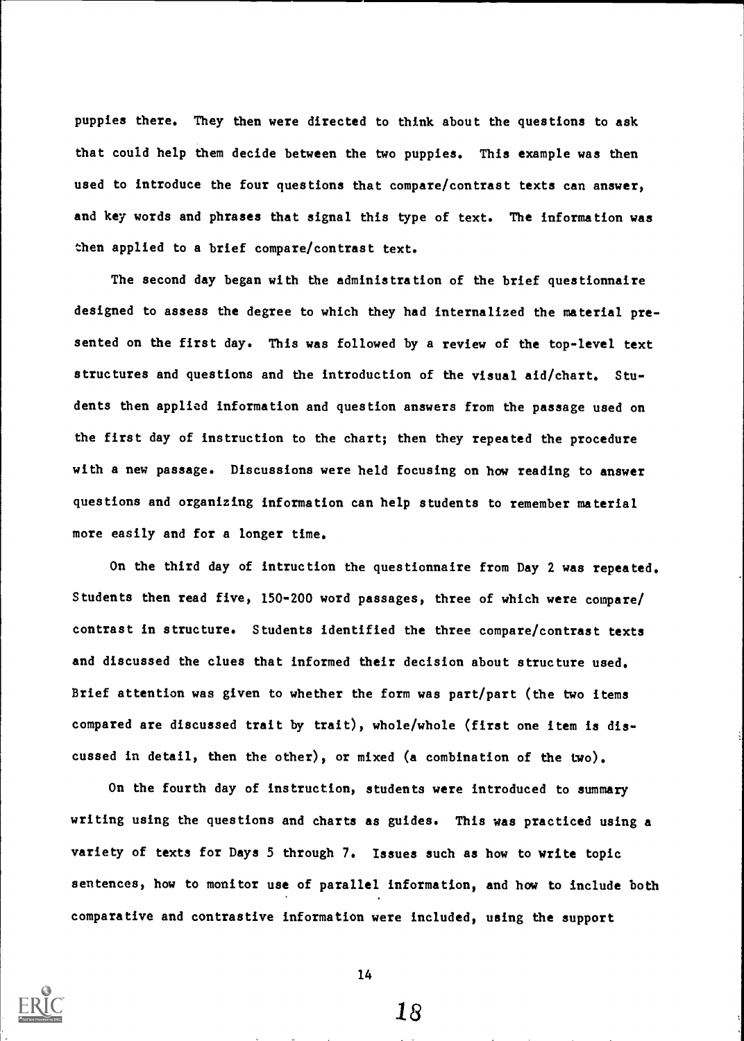puppies there. They then were directed to think about the questions to ask that could help them decide between the two puppies. This example was then used to introduce the four questions that compare/contrast texts can answer, and key words and phrases that signal this type of text. The information was then applied to a brief compare/contrast text.

The second day began with the administration of the brief questionnaire designed to assess the degree to which they had internalized the material presented on the first day. This was followed by a review of the top-level text structures and questions and the introduction of the visual aid/chart. Students then applied information and question answers from the passage used on the first day of instruction to the chart; then they repeated the procedure with a new passage. Discussions were held focusing on how reading to answer questions and organizing information can help students to remember material more easily and for a longer time.

On the third day of intruction the questionnaire from Day 2 was repeated. Students then read five, 150-200 word passages, three of which were compare/contrast in structure. Students identified the three compare/contrast texts and discussed the clues that informed their decision about structure used. Brief attention was given to whether the form was part/part (the two items compared are discussed trait by trait), whole/whole (first one item is discussed in detail, then the other), or mixed (a combination of the two).

On the fourth day of instruction, students were introduced to summary writing using the questions and charts as guides. This was practiced using a variety of texts for Days 5 through 7. Issues such as how to write topic sentences, how to monitor use of parallel information, and how to include both comparative and contrastive information were included, using the support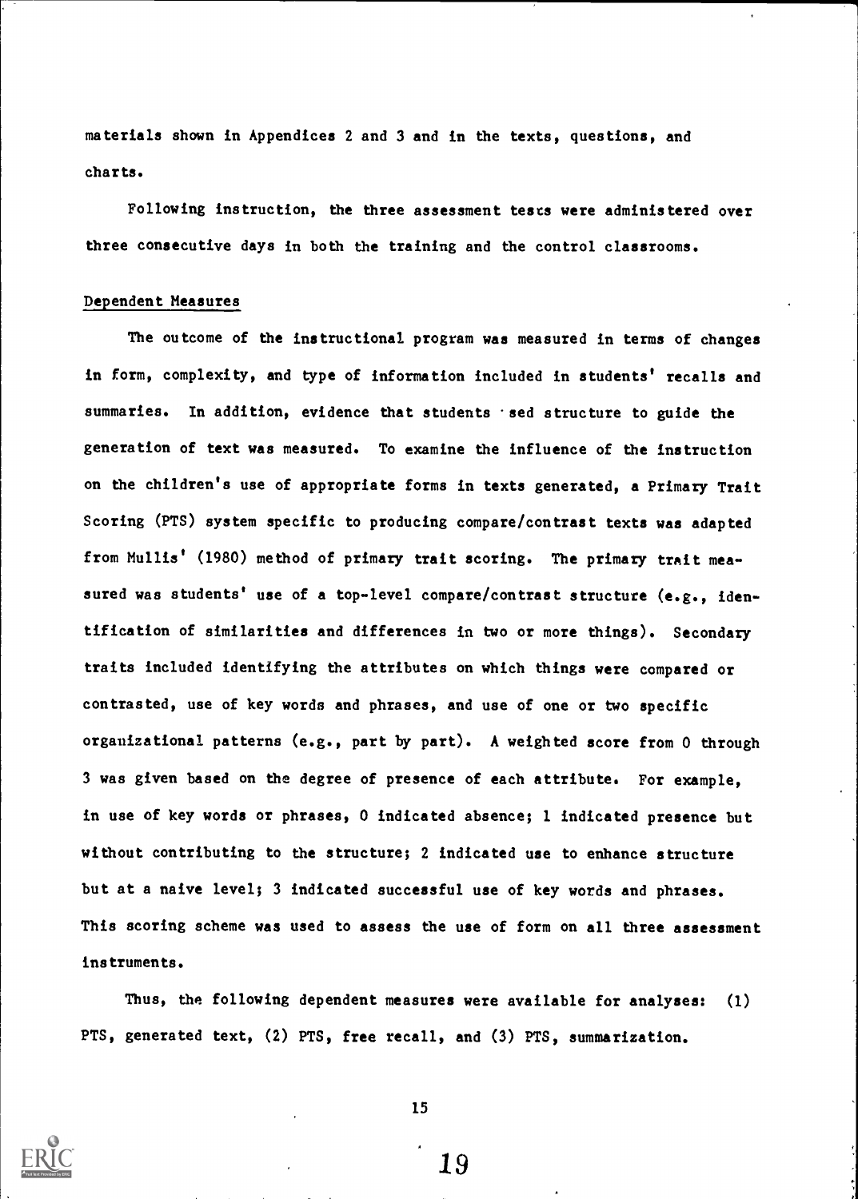materials shown in Appendices 2 and 3 and in the texts, questions, and charts.

Following instruction, the three assessment tests were administered over three consecutive days in both the training and the control classrooms.

## Dependent Measures

The outcome of the instructional program was measured in terms of changes in form, complexity, and type of information included in students' recalls and summaries. In addition, evidence that students used structure to guide the generation of text was measured. To examine the influence of the instruction on the children's use of appropriate forms in texts generated, a Primary Trait Scoring (PTS) system specific to producing compare/contrast texts was adapted from Mullis' (1980) method of primary trait scoring. The primary trait measured was students' use of a top-level compare/contrast structure (e.g., identification of similarities and differences in two or more things). Secondary traits included identifying the attributes on which things were compared or contrasted, use of key words and phrases, and use of one or two specific organizational patterns (e.g., part by part). A weighted score from 0 through 3 was given based on the degree of presence of each attribute. For example, in use of key words or phrases, 0 indicated absence; 1 indicated presence but without contributing to the structure; 2 indicated use to enhance structure but at a naive level; 3 indicated successful use of key words and phrases. This scoring scheme was used to assess the use of form on all three assessment instruments.

Thus, the following dependent measures were available for analyses: (1) PTS, generated text, (2) PTS, free recall, and (3) PTS, summarization.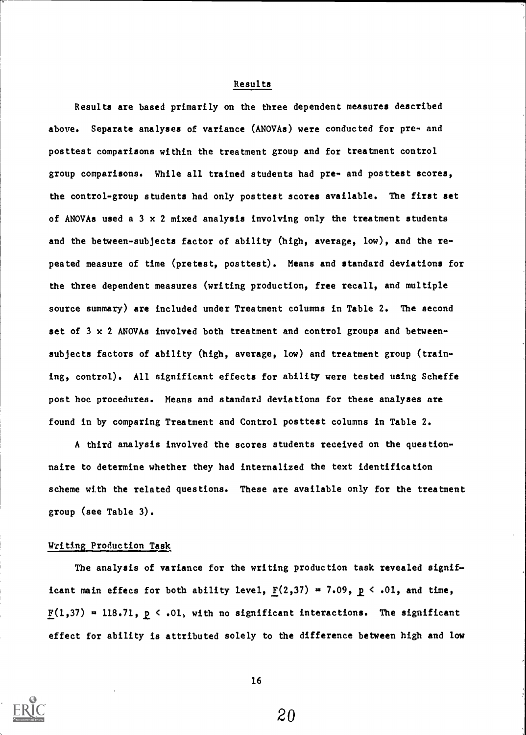## Results

Results are based primarily on the three dependent measures described above. Separate analyses of variance (ANOVAs) were conducted for pre- and posttest comparisons within the treatment group and for treatment control group comparisons. While all trained students had pre- and posttest scores, the control-group students had only posttest scores available. The first set of ANOVAs used a 3 x 2 mixed analysis involving only the treatment students and the between-subjects factor of ability (high, average, low), and the repeated measure of time (pretest, posttest). Means and standard deviations for the three dependent measures (writing production, free recall, and multiple source summary) are included under Treatment columns in Table 2. The second set of 3 x 2 ANOVAs involved both treatment and control groups and between-subjects factors of ability (high, average, low) and treatment group (training, control). All significant effects for ability were tested using Scheffe post hoc procedures. Means and standard deviations for these analyses are found in by comparing Treatment and Control posttest columns in Table 2.

A third analysis involved the scores students received on the questionnaire to determine whether they had internalized the text identification scheme with the related questions. These are available only for the treatment group (see Table 3).

### Writing Production Task

The analysis of variance for the writing production task revealed significant main effecs for both ability level, $F(2,37) = 7.09$, $p < .01$, and time, $F(1,37) = 118.71$, $p < .01$, with no significant interactions. The significant effect for ability is attributed solely to the difference between high and low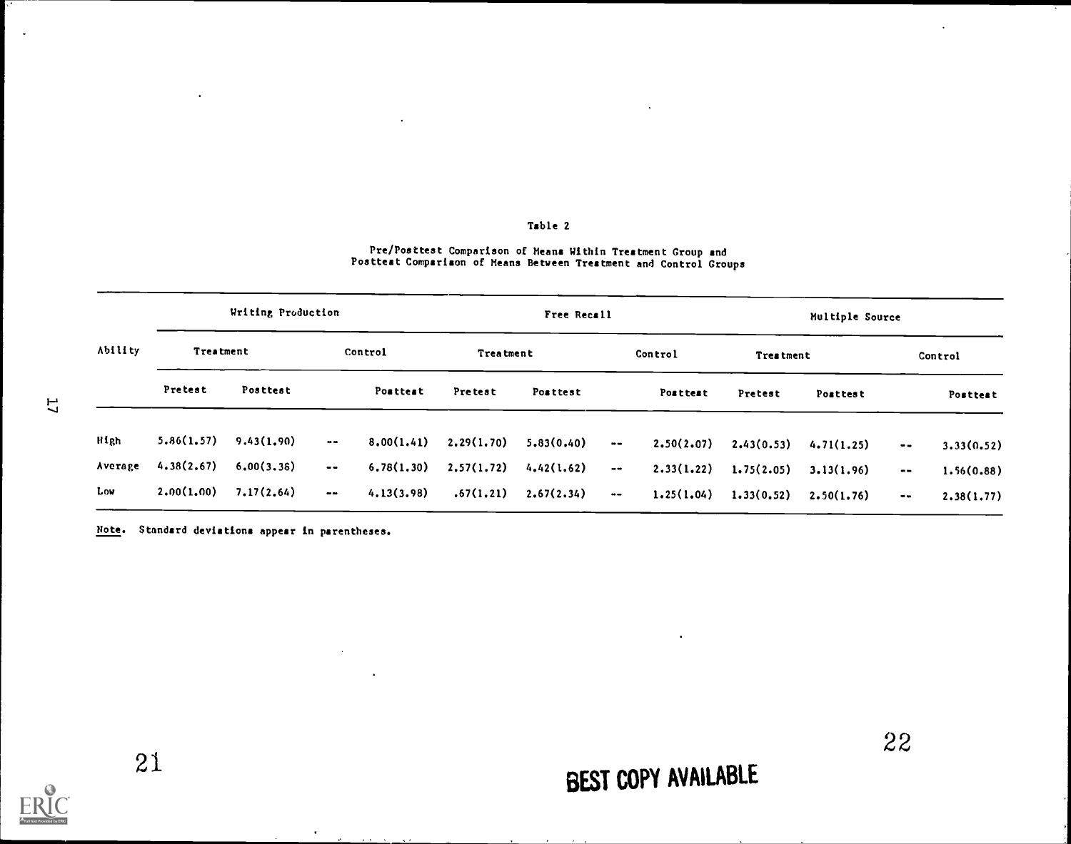Table 2

Pre/Posttest Comparison of Means Within Treatment Group and Posttest Comparison of Means Between Treatment and Control Groups

| Ability | Writing Production | | | | Free Recall | | | | Multiple Source | | | |
|---|---|---|---|---|---|---|---|---|---|---|---|---|
| | Treatment | | | Control | Treatment | | | Control | Treatment | | | Control |
| | Pretest | Posttest | | Posttest | Pretest | Posttest | | Posttest | Pretest | Posttest | | Posttest |
| High | 5.86(1.57) | 9.43(1.90) | -- | 8.00(1.41) | 2.29(1.70) | 5.83(0.40) | -- | 2.50(2.07) | 2.43(0.53) | 4.71(1.25) | -- | 3.33(0.52) |
| Average | 4.38(2.67) | 6.00(3.36) | -- | 6.78(1.30) | 2.57(1.72) | 4.42(1.62) | -- | 2.33(1.22) | 1.75(2.05) | 3.13(1.96) | -- | 1.56(0.88) |
| Low | 2.00(1.00) | 7.17(2.64) | -- | 4.13(3.98) | .67(1.21) | 2.67(2.34) | -- | 1.25(1.04) | 1.33(0.52) | 2.50(1.76) | -- | 2.38(1.77) |

*Note*. Standard deviations appear in parentheses.

BEST COPY AVAILABLE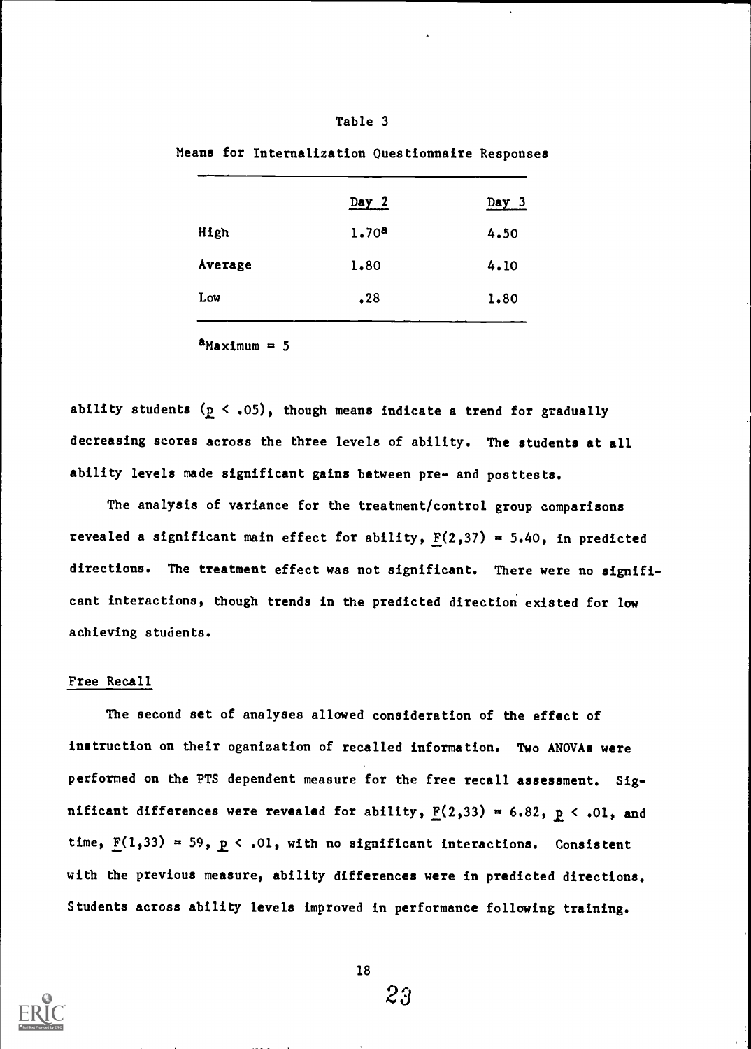Table 3

Means for Internalization Questionnaire Responses

| | Day 2 | Day 3 |
|---|---|---|
| High | 1.70[a] | 4.50 |
| Average | 1.80 | 4.10 |
| Low | .28 | 1.80 |

[a]Maximum = 5

ability students ($p < .05$), though means indicate a trend for gradually decreasing scores across the three levels of ability. The students at all ability levels made significant gains between pre- and posttests.

The analysis of variance for the treatment/control group comparisons revealed a significant main effect for ability, $F(2,37) = 5.40$, in predicted directions. The treatment effect was not significant. There were no significant interactions, though trends in the predicted direction existed for low achieving students.

## Free Recall

The second set of analyses allowed consideration of the effect of instruction on their oganization of recalled information. Two ANOVAs were performed on the PTS dependent measure for the free recall assessment. Significant differences were revealed for ability, $F(2,33) = 6.82$, $p < .01$, and time, $F(1,33) = 59$, $p < .01$, with no significant interactions. Consistent with the previous measure, ability differences were in predicted directions. Students across ability levels improved in performance following training.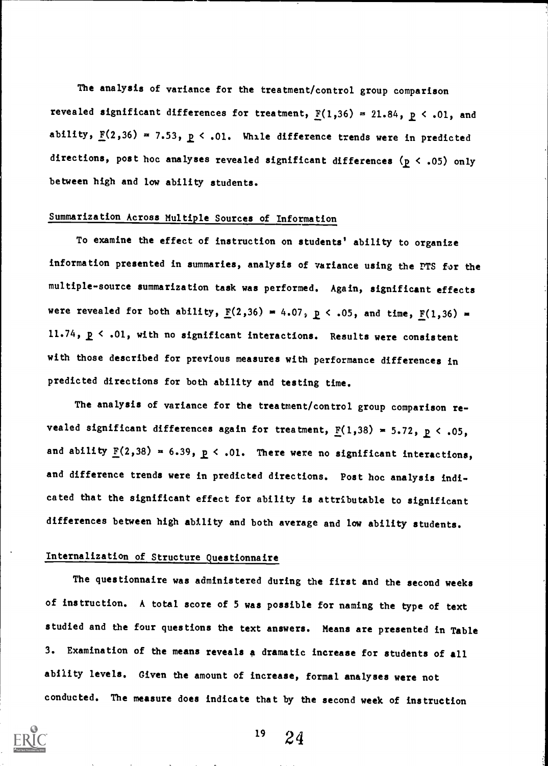The analysis of variance for the treatment/control group comparison revealed significant differences for treatment, $F(1,36) = 21.84$, $p < .01$, and ability, $F(2,36) = 7.53$, $p < .01$. While difference trends were in predicted directions, post hoc analyses revealed significant differences ($p < .05$) only between high and low ability students.

## Summarization Across Multiple Sources of Information

To examine the effect of instruction on students' ability to organize information presented in summaries, analysis of variance using the PTS for the multiple-source summarization task was performed. Again, significant effects were revealed for both ability, $F(2,36) = 4.07$, $p < .05$, and time, $F(1,36) = 11.74$, $p < .01$, with no significant interactions. Results were consistent with those described for previous measures with performance differences in predicted directions for both ability and testing time.

The analysis of variance for the treatment/control group comparison revealed significant differences again for treatment, $F(1,38) = 5.72$, $p < .05$, and ability $F(2,38) = 6.39$, $p < .01$. There were no significant interactions, and difference trends were in predicted directions. Post hoc analysis indicated that the significant effect for ability is attributable to significant differences between high ability and both average and low ability students.

## Internalization of Structure Questionnaire

The questionnaire was administered during the first and the second weeks of instruction. A total score of 5 was possible for naming the type of text studied and the four questions the text answers. Means are presented in Table 3. Examination of the means reveals a dramatic increase for students of all ability levels. Given the amount of increase, formal analyses were not conducted. The measure does indicate that by the second week of instruction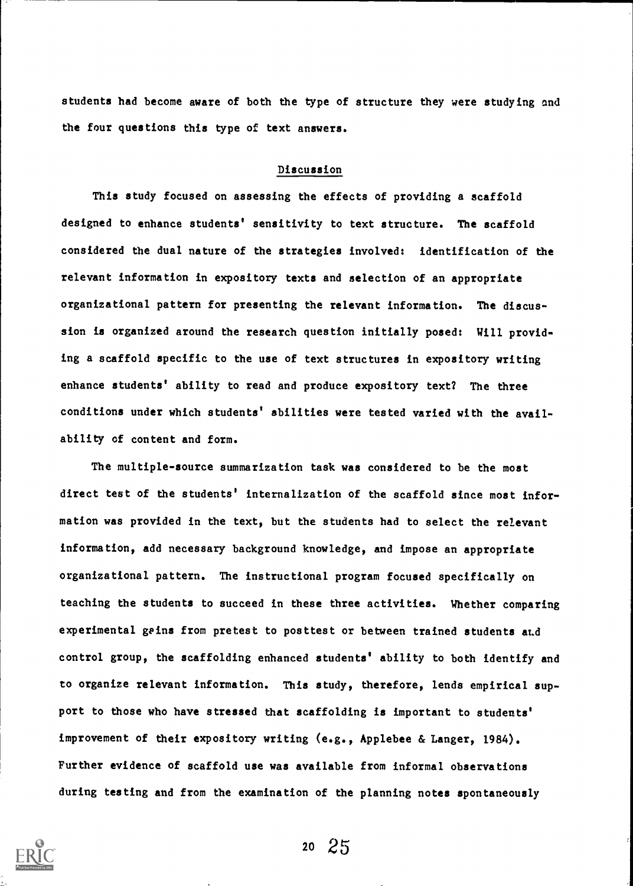students had become aware of both the type of structure they were studying and the four questions this type of text answers.

## Discussion

This study focused on assessing the effects of providing a scaffold designed to enhance students' sensitivity to text structure. The scaffold considered the dual nature of the strategies involved: identification of the relevant information in expository texts and selection of an appropriate organizational pattern for presenting the relevant information. The discussion is organized around the research question initially posed: Will providing a scaffold specific to the use of text structures in expository writing enhance students' ability to read and produce expository text? The three conditions under which students' abilities were tested varied with the availability of content and form.

The multiple-source summarization task was considered to be the most direct test of the students' internalization of the scaffold since most information was provided in the text, but the students had to select the relevant information, add necessary background knowledge, and impose an appropriate organizational pattern. The instructional program focused specifically on teaching the students to succeed in these three activities. Whether comparing experimental gains from pretest to posttest or between trained students and control group, the scaffolding enhanced students' ability to both identify and to organize relevant information. This study, therefore, lends empirical support to those who have stressed that scaffolding is important to students' improvement of their expository writing (e.g., Applebee & Langer, 1984). Further evidence of scaffold use was available from informal observations during testing and from the examination of the planning notes spontaneously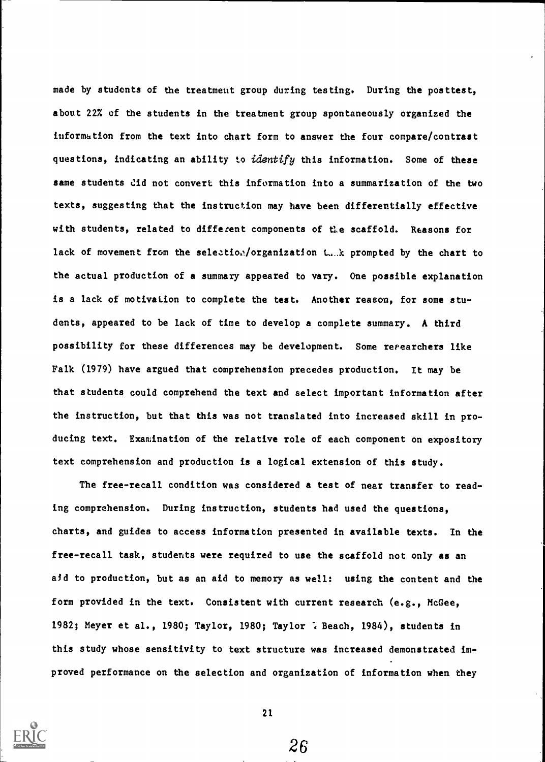made by students of the treatment group during testing. During the posttest, about 22% of the students in the treatment group spontaneously organized the information from the text into chart form to answer the four compare/contrast questions, indicating an ability to *identify* this information. Some of these same students did not convert this information into a summarization of the two texts, suggesting that the instruction may have been differentially effective with students, related to different components of the scaffold. Reasons for lack of movement from the selection/organization task prompted by the chart to the actual production of a summary appeared to vary. One possible explanation is a lack of motivation to complete the test. Another reason, for some students, appeared to be lack of time to develop a complete summary. A third possibility for these differences may be development. Some researchers like Falk (1979) have argued that comprehension precedes production. It may be that students could comprehend the text and select important information after the instruction, but that this was not translated into increased skill in producing text. Examination of the relative role of each component on expository text comprehension and production is a logical extension of this study.

The free-recall condition was considered a test of near transfer to reading comprehension. During instruction, students had used the questions, charts, and guides to access information presented in available texts. In the free-recall task, students were required to use the scaffold not only as an aid to production, but as an aid to memory as well: using the content and the form provided in the text. Consistent with current research (e.g., McGee, 1982; Meyer et al., 1980; Taylor, 1980; Taylor & Beach, 1984), students in this study whose sensitivity to text structure was increased demonstrated improved performance on the selection and organization of information when they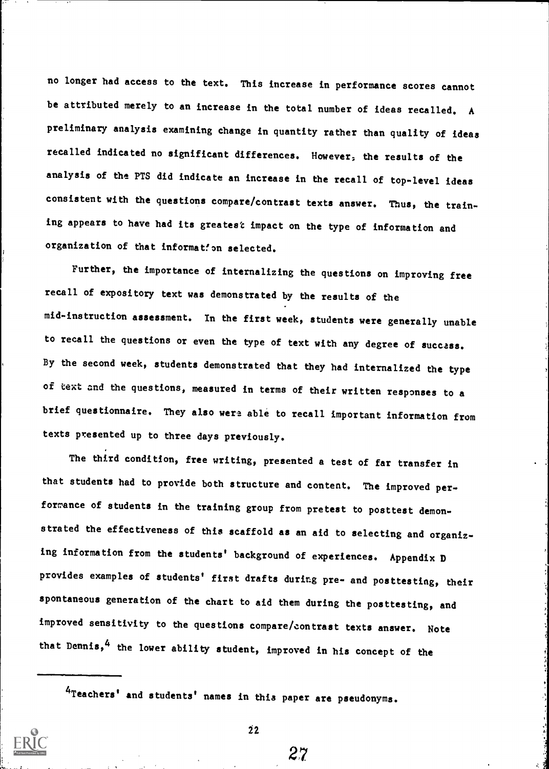no longer had access to the text. This increase in performance scores cannot be attributed merely to an increase in the total number of ideas recalled. A preliminary analysis examining change in quantity rather than quality of ideas recalled indicated no significant differences. However, the results of the analysis of the PTS did indicate an increase in the recall of top-level ideas consistent with the questions compare/contrast texts answer. Thus, the training appears to have had its greatest impact on the type of information and organization of that information selected.

Further, the importance of internalizing the questions on improving free recall of expository text was demonstrated by the results of the mid-instruction assessment. In the first week, students were generally unable to recall the questions or even the type of text with any degree of success. By the second week, students demonstrated that they had internalized the type of text and the questions, measured in terms of their written responses to a brief questionnaire. They also were able to recall important information from texts presented up to three days previously.

The third condition, free writing, presented a test of far transfer in that students had to provide both structure and content. The improved performance of students in the training group from pretest to posttest demonstrated the effectiveness of this scaffold as an aid to selecting and organizing information from the students' background of experiences. Appendix D provides examples of students' first drafts during pre- and posttesting, their spontaneous generation of the chart to aid them during the posttesting, and improved sensitivity to the questions compare/contrast texts answer. Note that Dennis,[4] the lower ability student, improved in his concept of the

---

[4]Teachers' and students' names in this paper are pseudonyms.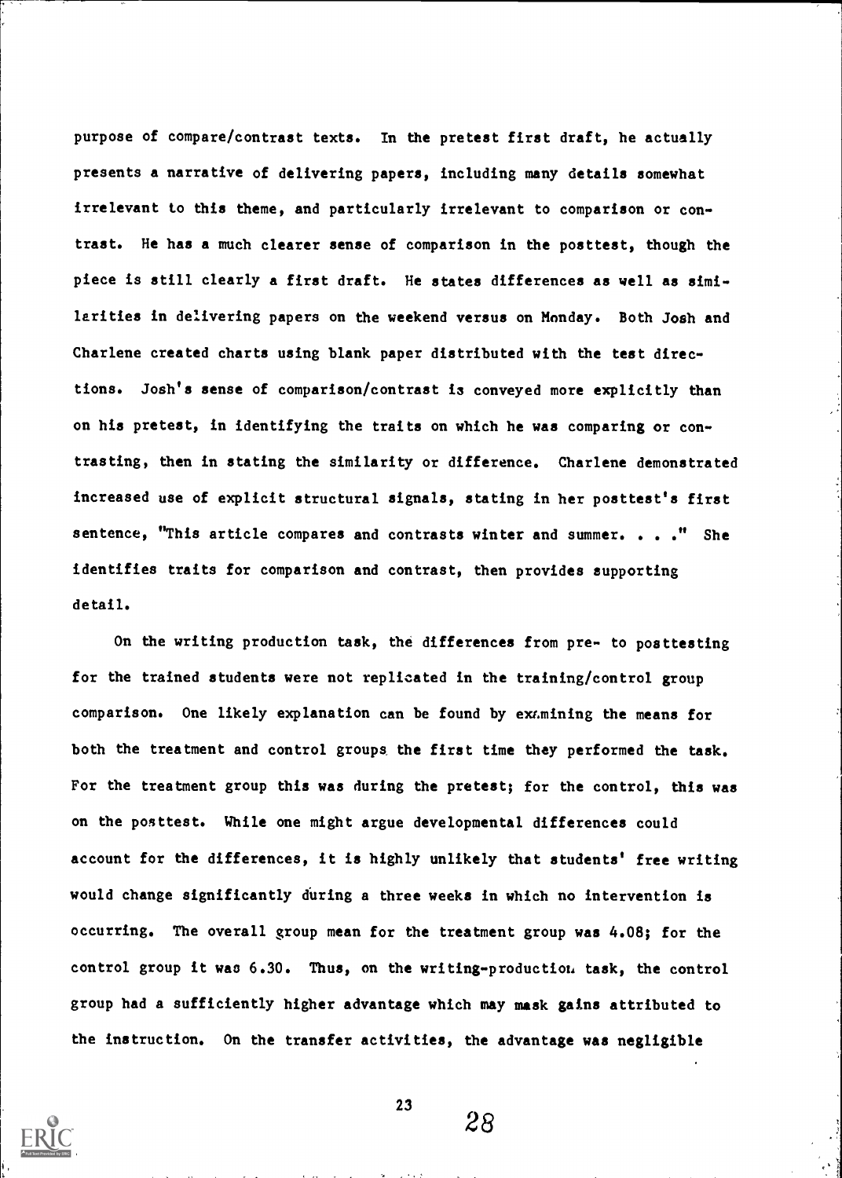purpose of compare/contrast texts. In the pretest first draft, he actually presents a narrative of delivering papers, including many details somewhat irrelevant to this theme, and particularly irrelevant to comparison or contrast. He has a much clearer sense of comparison in the posttest, though the piece is still clearly a first draft. He states differences as well as similarities in delivering papers on the weekend versus on Monday. Both Josh and Charlene created charts using blank paper distributed with the test directions. Josh's sense of comparison/contrast is conveyed more explicitly than on his pretest, in identifying the traits on which he was comparing or contrasting, then in stating the similarity or difference. Charlene demonstrated increased use of explicit structural signals, stating in her posttest's first sentence, "This article compares and contrasts winter and summer. . . ." She identifies traits for comparison and contrast, then provides supporting detail.

On the writing production task, the differences from pre- to posttesting for the trained students were not replicated in the training/control group comparison. One likely explanation can be found by examining the means for both the treatment and control groups the first time they performed the task. For the treatment group this was during the pretest; for the control, this was on the posttest. While one might argue developmental differences could account for the differences, it is highly unlikely that students' free writing would change significantly during a three weeks in which no intervention is occurring. The overall group mean for the treatment group was 4.08; for the control group it was 6.30. Thus, on the writing-production task, the control group had a sufficiently higher advantage which may mask gains attributed to the instruction. On the transfer activities, the advantage was negligible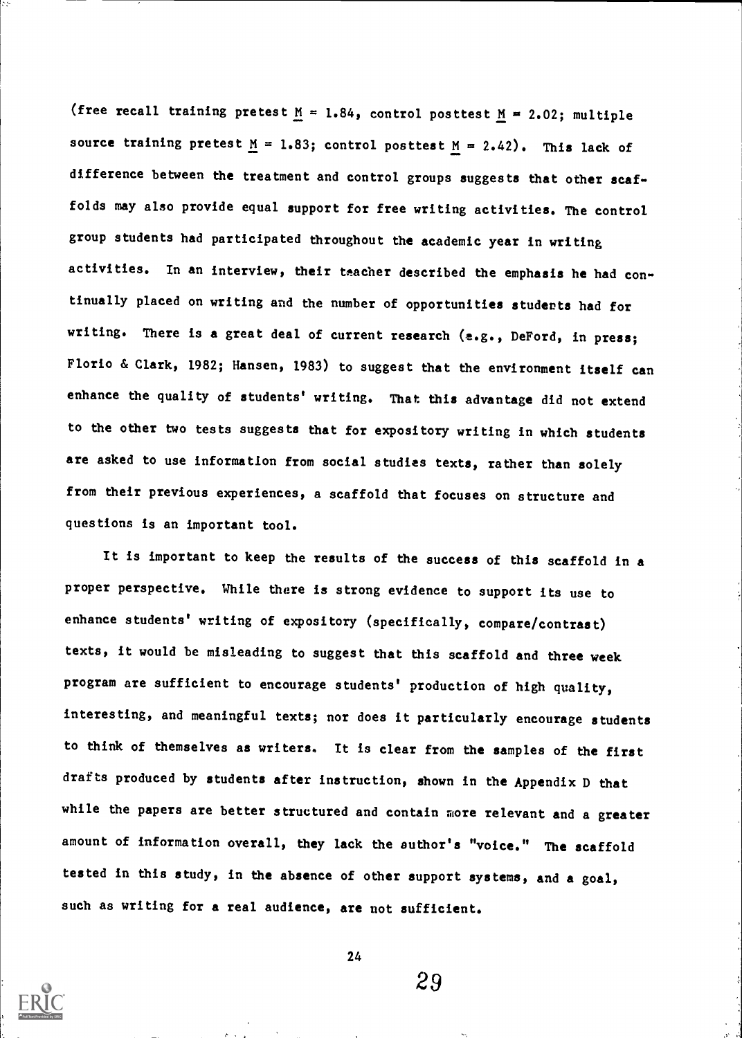(free recall training pretest $\underline{M} = 1.84$, control posttest $\underline{M} = 2.02$; multiple source training pretest $\underline{M} = 1.83$; control posttest $\underline{M} = 2.42$). This lack of difference between the treatment and control groups suggests that other scaffolds may also provide equal support for free writing activities. The control group students had participated throughout the academic year in writing activities. In an interview, their teacher described the emphasis he had continually placed on writing and the number of opportunities students had for writing. There is a great deal of current research (e.g., DeFord, in press; Florio & Clark, 1982; Hansen, 1983) to suggest that the environment itself can enhance the quality of students' writing. That this advantage did not extend to the other two tests suggests that for expository writing in which students are asked to use information from social studies texts, rather than solely from their previous experiences, a scaffold that focuses on structure and questions is an important tool.

It is important to keep the results of the success of this scaffold in a proper perspective. While there is strong evidence to support its use to enhance students' writing of expository (specifically, compare/contrast) texts, it would be misleading to suggest that this scaffold and three week program are sufficient to encourage students' production of high quality, interesting, and meaningful texts; nor does it particularly encourage students to think of themselves as writers. It is clear from the samples of the first drafts produced by students after instruction, shown in the Appendix D that while the papers are better structured and contain more relevant and a greater amount of information overall, they lack the author's "voice." The scaffold tested in this study, in the absence of other support systems, and a goal, such as writing for a real audience, are not sufficient.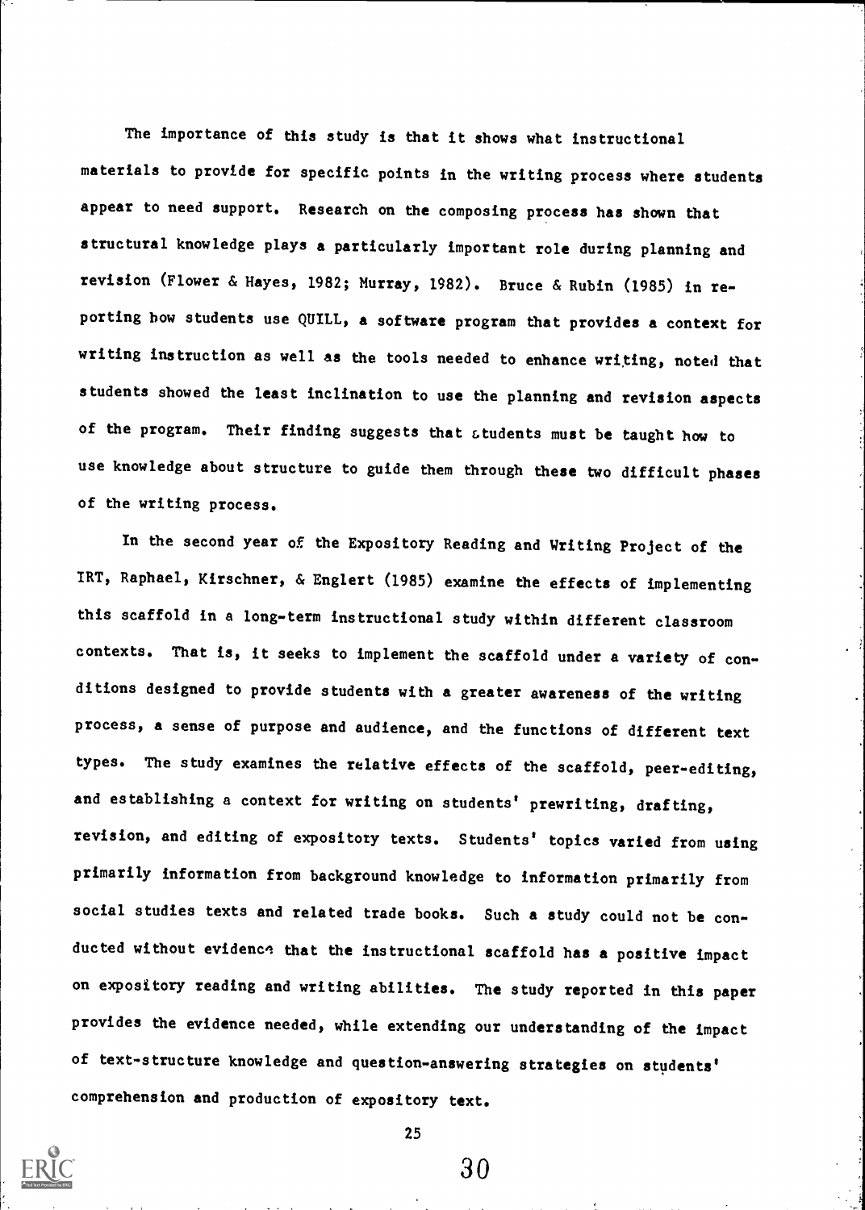The importance of this study is that it shows what instructional materials to provide for specific points in the writing process where students appear to need support. Research on the composing process has shown that structural knowledge plays a particularly important role during planning and revision (Flower & Hayes, 1982; Murray, 1982). Bruce & Rubin (1985) in reporting how students use QUILL, a software program that provides a context for writing instruction as well as the tools needed to enhance writing, noted that students showed the least inclination to use the planning and revision aspects of the program. Their finding suggests that students must be taught how to use knowledge about structure to guide them through these two difficult phases of the writing process.

In the second year of the Expository Reading and Writing Project of the IRT, Raphael, Kirschner, & Englert (1985) examine the effects of implementing this scaffold in a long-term instructional study within different classroom contexts. That is, it seeks to implement the scaffold under a variety of conditions designed to provide students with a greater awareness of the writing process, a sense of purpose and audience, and the functions of different text types. The study examines the relative effects of the scaffold, peer-editing, and establishing a context for writing on students' prewriting, drafting, revision, and editing of expository texts. Students' topics varied from using primarily information from background knowledge to information primarily from social studies texts and related trade books. Such a study could not be conducted without evidence that the instructional scaffold has a positive impact on expository reading and writing abilities. The study reported in this paper provides the evidence needed, while extending our understanding of the impact of text-structure knowledge and question-answering strategies on students' comprehension and production of expository text.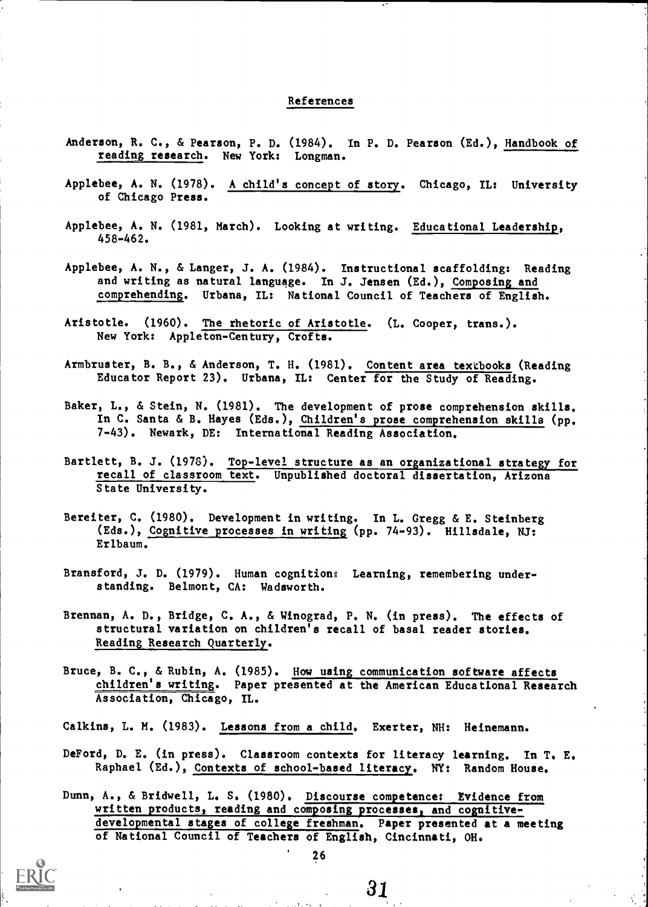## References

Anderson, R. C., & Pearson, P. D. (1984). In P. D. Pearson (Ed.), Handbook of reading research. New York: Longman.

Applebee, A. N. (1978). A child's concept of story. Chicago, IL: University of Chicago Press.

Applebee, A. N. (1981, March). Looking at writing. Educational Leadership, 458-462.

Applebee, A. N., & Langer, J. A. (1984). Instructional scaffolding: Reading and writing as natural language. In J. Jensen (Ed.), Composing and comprehending. Urbana, IL: National Council of Teachers of English.

Aristotle. (1960). The rhetoric of Aristotle. (L. Cooper, trans.). New York: Appleton-Century, Crofts.

Armbruster, B. B., & Anderson, T. H. (1981). Content area textbooks (Reading Educator Report 23). Urbana, IL: Center for the Study of Reading.

Baker, L., & Stein, N. (1981). The development of prose comprehension skills. In C. Santa & B. Hayes (Eds.), Children's prose comprehension skills (pp. 7-43). Newark, DE: International Reading Association.

Bartlett, B. J. (1978). Top-level structure as an organizational strategy for recall of classroom text. Unpublished doctoral dissertation, Arizona State University.

Bereiter, C. (1980). Development in writing. In L. Gregg & E. Steinberg (Eds.), Cognitive processes in writing (pp. 74-93). Hillsdale, NJ: Erlbaum.

Bransford, J. D. (1979). Human cognition: Learning, remembering understanding. Belmont, CA: Wadsworth.

Brennan, A. D., Bridge, C. A., & Winograd, P. N. (in press). The effects of structural variation on children's recall of basal reader stories. Reading Research Quarterly.

Bruce, B. C., & Rubin, A. (1985). How using communication software affects children's writing. Paper presented at the American Educational Research Association, Chicago, IL.

Calkins, L. M. (1983). Lessons from a child. Exerter, NH: Heinemann.

DeFord, D. E. (in press). Classroom contexts for literacy learning. In T. E. Raphael (Ed.), Contexts of school-based literacy. NY: Random House.

Dunn, A., & Bridwell, L. S. (1980). Discourse competence: Evidence from written products, reading and composing processes, and cognitive-developmental stages of college freshman. Paper presented at a meeting of National Council of Teachers of English, Cincinnati, OH.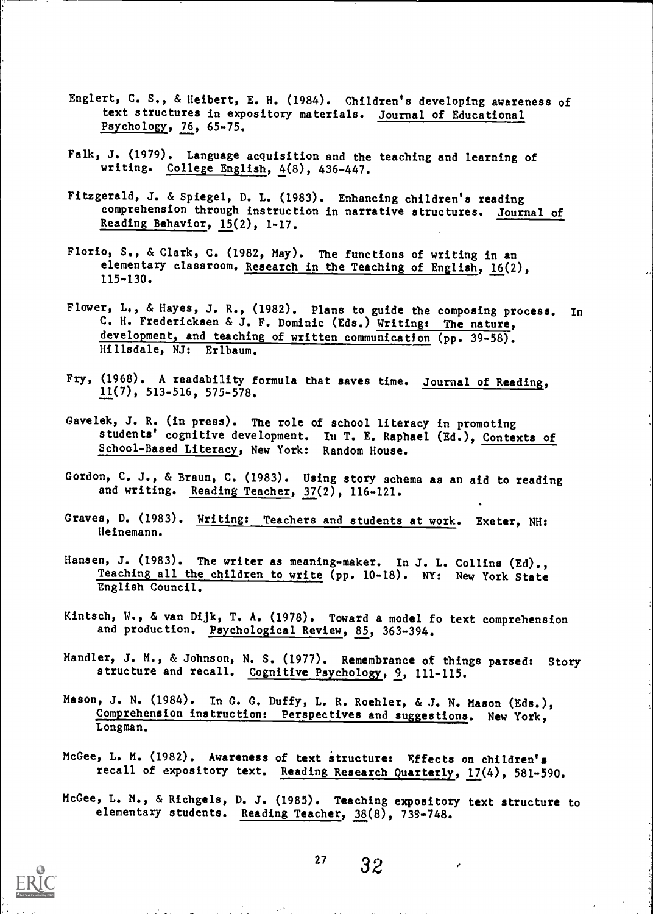Englert, C. S., & Heibert, E. H. (1984). Children's developing awareness of text structures in expository materials. Journal of Educational Psychology, 76, 65-75.

Falk, J. (1979). Language acquisition and the teaching and learning of writing. College English, 4(8), 436-447.

Fitzgerald, J. & Spiegel, D. L. (1983). Enhancing children's reading comprehension through instruction in narrative structures. Journal of Reading Behavior, 15(2), 1-17.

Florio, S., & Clark, C. (1982, May). The functions of writing in an elementary classroom. Research in the Teaching of English, 16(2), 115-130.

Flower, L., & Hayes, J. R., (1982). Plans to guide the composing process. In C. H. Fredericksen & J. F. Dominic (Eds.) Writing: The nature, development, and teaching of written communication (pp. 39-58). Hillsdale, NJ: Erlbaum.

Fry, (1968). A readability formula that saves time. Journal of Reading, 11(7), 513-516, 575-578.

Gavelek, J. R. (in press). The role of school literacy in promoting students' cognitive development. In T. E. Raphael (Ed.), Contexts of School-Based Literacy, New York: Random House.

Gordon, C. J., & Braun, C. (1983). Using story schema as an aid to reading and writing. Reading Teacher, 37(2), 116-121.

Graves, D. (1983). Writing: Teachers and students at work. Exeter, NH: Heinemann.

Hansen, J. (1983). The writer as meaning-maker. In J. L. Collins (Ed)., Teaching all the children to write (pp. 10-18). NY: New York State English Council.

Kintsch, W., & van Dijk, T. A. (1978). Toward a model fo text comprehension and production. Psychological Review, 85, 363-394.

Mandler, J. M., & Johnson, N. S. (1977). Remembrance of things parsed: Story structure and recall. Cognitive Psychology, 9, 111-115.

Mason, J. N. (1984). In G. G. Duffy, L. R. Roehler, & J. N. Mason (Eds.), Comprehension instruction: Perspectives and suggestions. New York, Longman.

McGee, L. M. (1982). Awareness of text structure: Effects on children's recall of expository text. Reading Research Quarterly, 17(4), 581-590.

McGee, L. M., & Richgels, D. J. (1985). Teaching expository text structure to elementary students. Reading Teacher, 38(8), 739-748.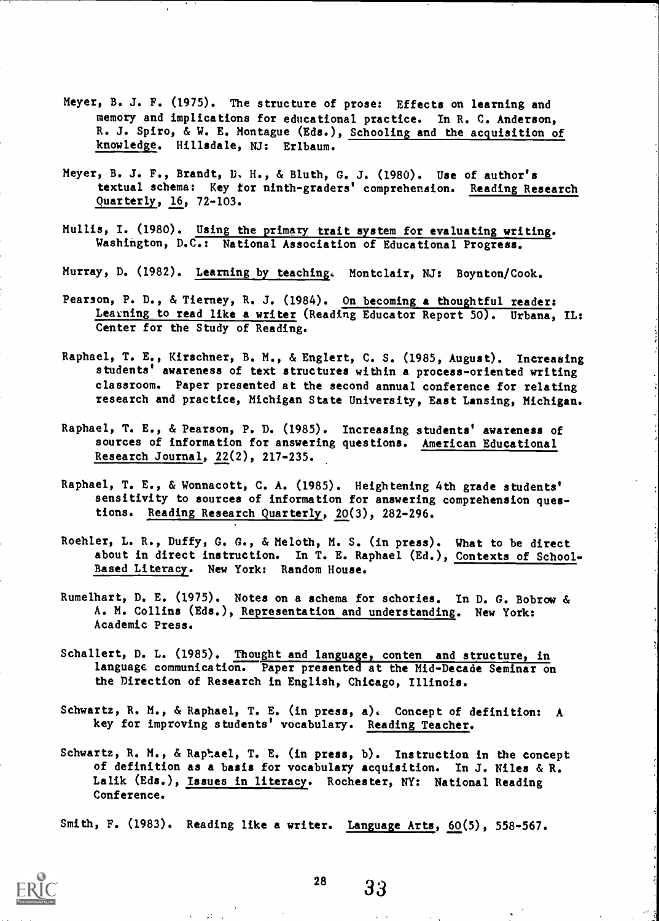Meyer, B. J. F. (1975). The structure of prose: Effects on learning and memory and implications for educational practice. In R. C. Anderson, R. J. Spiro, & W. E. Montague (Eds.), Schooling and the acquisition of knowledge. Hillsdale, NJ: Erlbaum.

Meyer, B. J. F., Brandt, D. H., & Bluth, G. J. (1980). Use of author's textual schema: Key for ninth-graders' comprehension. Reading Research Quarterly, 16, 72-103.

Mullis, I. (1980). Using the primary trait system for evaluating writing. Washington, D.C.: National Association of Educational Progress.

Murray, D. (1982). Learning by teaching. Montclair, NJ: Boynton/Cook.

Pearson, P. D., & Tierney, R. J. (1984). On becoming a thoughtful reader: Learning to read like a writer (Reading Educator Report 50). Urbana, IL: Center for the Study of Reading.

Raphael, T. E., Kirschner, B. M., & Englert, C. S. (1985, August). Increasing students' awareness of text structures within a process-oriented writing classroom. Paper presented at the second annual conference for relating research and practice, Michigan State University, East Lansing, Michigan.

Raphael, T. E., & Pearson, P. D. (1985). Increasing students' awareness of sources of information for answering questions. American Educational Research Journal, 22(2), 217-235.

Raphael, T. E., & Wonnacott, C. A. (1985). Heightening 4th grade students' sensitivity to sources of information for answering comprehension questions. Reading Research Quarterly, 20(3), 282-296.

Roehler, L. R., Duffy, G. G., & Meloth, M. S. (in press). What to be direct about in direct instruction. In T. E. Raphael (Ed.), Contexts of School-Based Literacy. New York: Random House.

Rumelhart, D. E. (1975). Notes on a schema for schories. In D. G. Bobrow & A. M. Collins (Eds.), Representation and understanding. New York: Academic Press.

Schallert, D. L. (1985). Thought and language, conten and structure, in language communication. Paper presented at the Mid-Decade Seminar on the Direction of Research in English, Chicago, Illinois.

Schwartz, R. M., & Raphael, T. E. (in press, a). Concept of definition: A key for improving students' vocabulary. Reading Teacher.

Schwartz, R. M., & Raphael, T. E. (in press, b). Instruction in the concept of definition as a basis for vocabulary acquisition. In J. Niles & R. Lalik (Eds.), Issues in literacy. Rochester, NY: National Reading Conference.

Smith, F. (1983). Reading like a writer. Language Arts, 60(5), 558-567.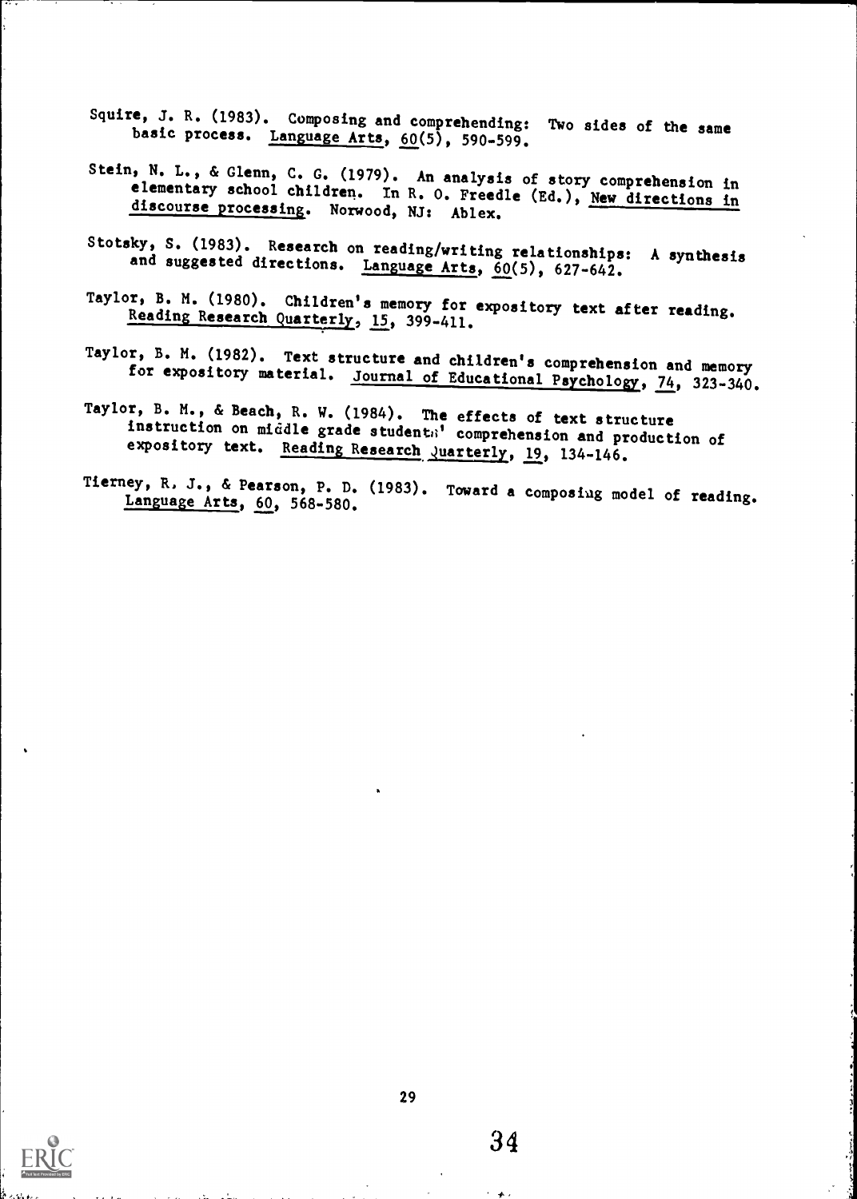Squire, J. R. (1983). Composing and comprehending: Two sides of the same basic process. Language Arts, 60(5), 590-599.

Stein, N. L., & Glenn, C. G. (1979). An analysis of story comprehension in elementary school children. In R. O. Freedle (Ed.), New directions in discourse processing. Norwood, NJ: Ablex.

Stotsky, S. (1983). Research on reading/writing relationships: A synthesis and suggested directions. Language Arts, 60(5), 627-642.

Taylor, B. M. (1980). Children's memory for expository text after reading. Reading Research Quarterly, 15, 399-411.

Taylor, B. M. (1982). Text structure and children's comprehension and memory for expository material. Journal of Educational Psychology, 74, 323-340.

Taylor, B. M., & Beach, R. W. (1984). The effects of text structure instruction on middle grade students' comprehension and production of expository text. Reading Research Quarterly, 19, 134-146.

Tierney, R. J., & Pearson, P. D. (1983). Toward a composing model of reading. Language Arts, 60, 568-580.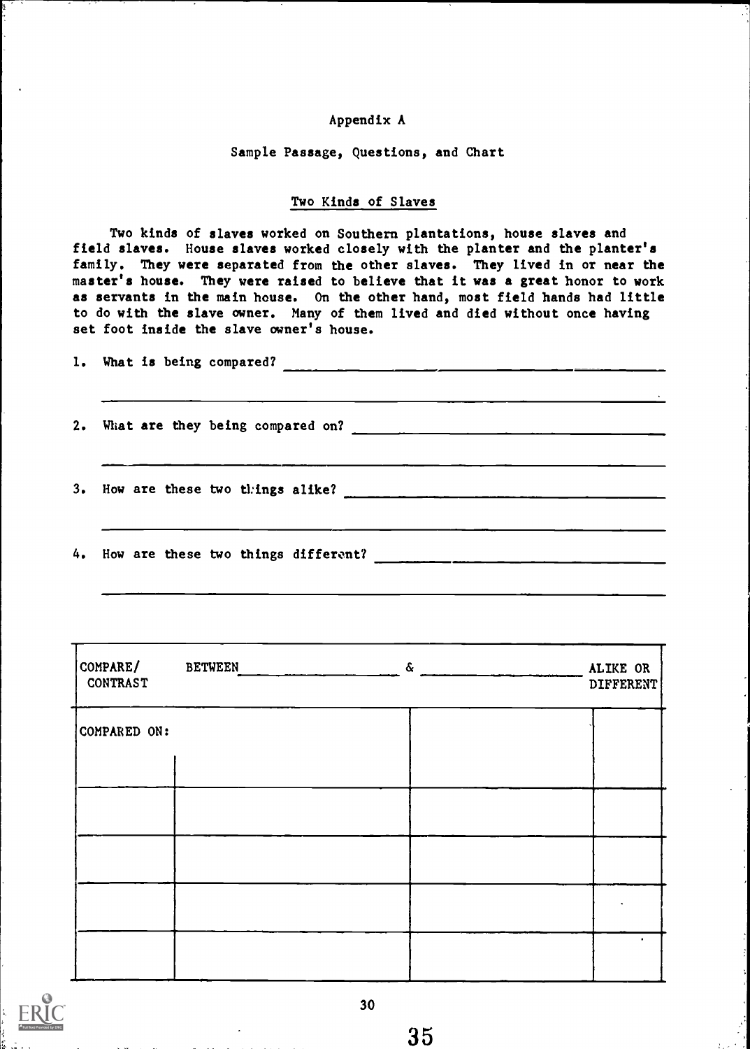# Appendix A

## Sample Passage, Questions, and Chart

### Two Kinds of Slaves

Two kinds of slaves worked on Southern plantations, house slaves and field slaves. House slaves worked closely with the planter and the planter's family. They were separated from the other slaves. They lived in or near the master's house. They were raised to believe that it was a great honor to work as servants in the main house. On the other hand, most field hands had little to do with the slave owner. Many of them lived and died without once having set foot inside the slave owner's house.

1. What is being compared? ______________________________________________

   ______________________________________________

2. What are they being compared on? ______________________________________________

   ______________________________________________

3. How are these two things alike? ______________________________________________

   ______________________________________________

4. How are these two things different? ______________________________________________

   ______________________________________________

| COMPARE/ CONTRAST | BETWEEN ____________ | & ____________ | ALIKE OR DIFFERENT |
|---|---|---|---|
| COMPARED ON: | | | |
| | | | |
| | | | |
| | | | |
| | | | |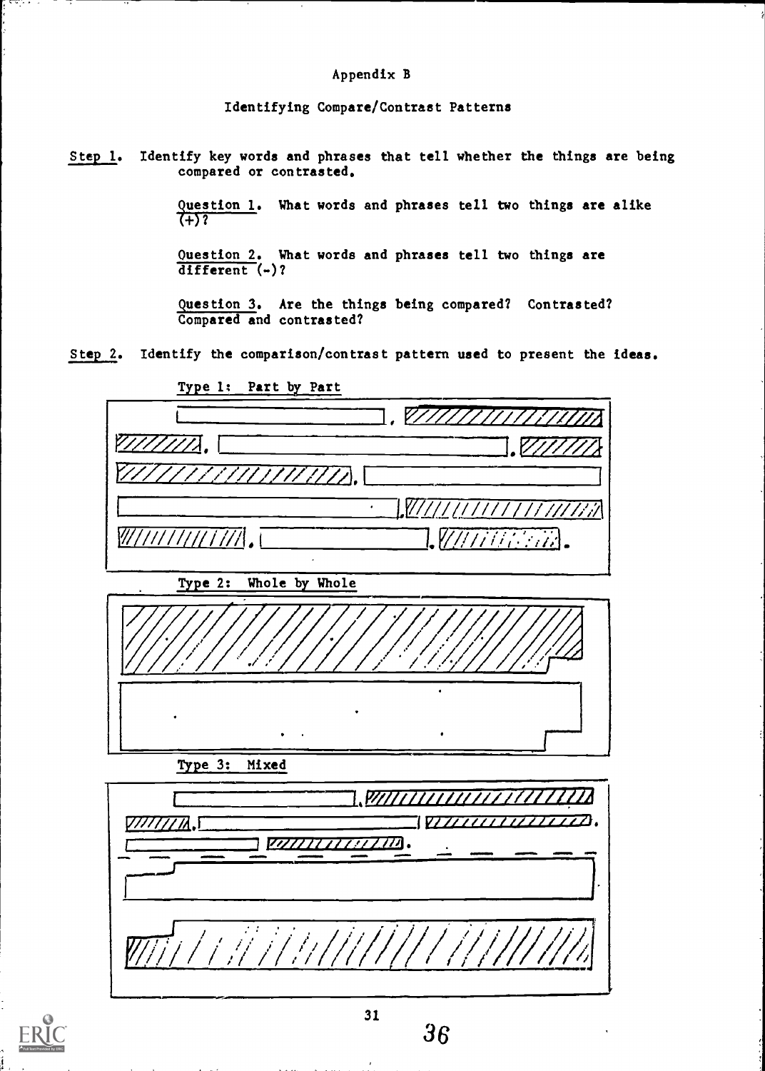# Appendix B

## Identifying Compare/Contrast Patterns

Step 1. Identify key words and phrases that tell whether the things are being compared or contrasted.

Question 1. What words and phrases tell two things are alike (+)?

Question 2. What words and phrases tell two things are different (-)?

Question 3. Are the things being compared? Contrasted? Compared and contrasted?

Step 2. Identify the comparison/contrast pattern used to present the ideas.

Type 1: Part by Part

Type 2: Whole by Whole

Type 3: Mixed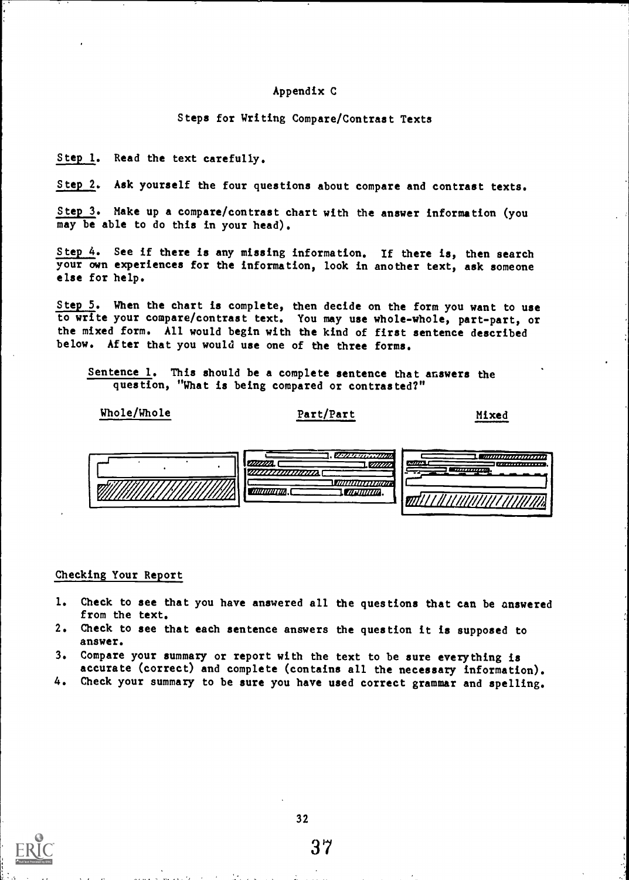# Appendix C

## Steps for Writing Compare/Contrast Texts

Step 1. Read the text carefully.

Step 2. Ask yourself the four questions about compare and contrast texts.

Step 3. Make up a compare/contrast chart with the answer information (you may be able to do this in your head).

Step 4. See if there is any missing information. If there is, then search your own experiences for the information, look in another text, ask someone else for help.

Step 5. When the chart is complete, then decide on the form you want to use to write your compare/contrast text. You may use whole-whole, part-part, or the mixed form. All would begin with the kind of first sentence described below. After that you would use one of the three forms.

Sentence 1. This should be a complete sentence that answers the question, "What is being compared or contrasted?"

Whole/Whole  Part/Part  Mixed

### Checking Your Report

1. Check to see that you have answered all the questions that can be answered from the text.
2. Check to see that each sentence answers the question it is supposed to answer.
3. Compare your summary or report with the text to be sure everything is accurate (correct) and complete (contains all the necessary information).
4. Check your summary to be sure you have used correct grammar and spelling.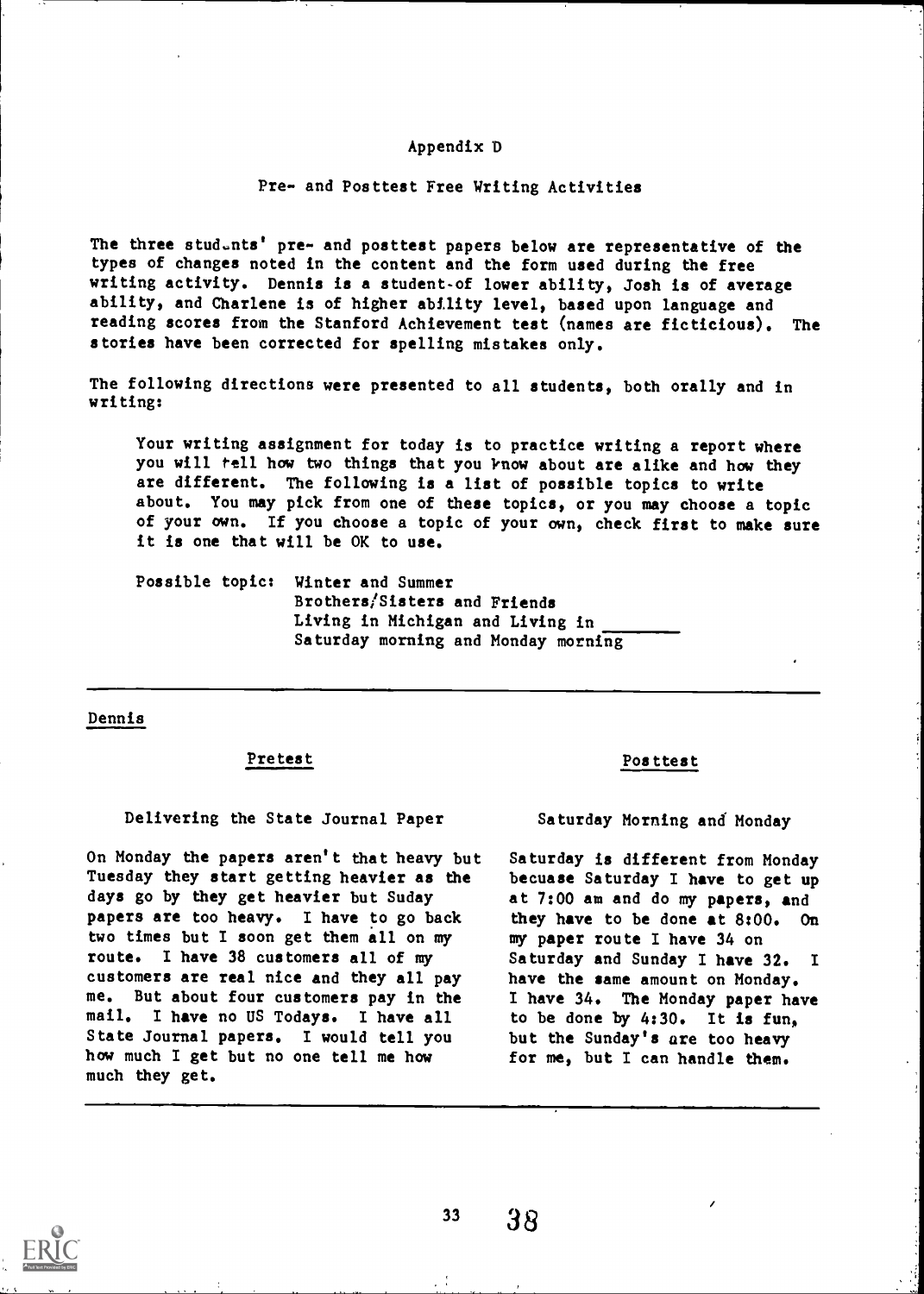# Appendix D

## Pre- and Posttest Free Writing Activities

The three students' pre- and posttest papers below are representative of the types of changes noted in the content and the form used during the free writing activity. Dennis is a student of lower ability, Josh is of average ability, and Charlene is of higher ability level, based upon language and reading scores from the Stanford Achievement test (names are ficticious). The stories have been corrected for spelling mistakes only.

The following directions were presented to all students, both orally and in writing:

> Your writing assignment for today is to practice writing a report where you will tell how two things that you know about are alike and how they are different. The following is a list of possible topics to write about. You may pick from one of these topics, or you may choose a topic of your own. If you choose a topic of your own, check first to make sure it is one that will be OK to use.
>
> Possible topic: Winter and Summer
> Brothers/Sisters and Friends
> Living in Michigan and Living in ________
> Saturday morning and Monday morning

---

### Dennis

#### Pretest

Delivering the State Journal Paper

On Monday the papers aren't that heavy but Tuesday they start getting heavier as the days go by they get heavier but Suday papers are too heavy. I have to go back two times but I soon get them all on my route. I have 38 customers all of my customers are real nice and they all pay me. But about four customers pay in the mail. I have no US Todays. I have all State Journal papers. I would tell you how much I get but no one tell me how much they get.

#### Posttest

Saturday Morning and Monday

Saturday is different from Monday becuase Saturday I have to get up at 7:00 am and do my papers, and they have to be done at 8:00. On my paper route I have 34 on Saturday and Sunday I have 32. I have the same amount on Monday. I have 34. The Monday paper have to be done by 4:30. It is fun, but the Sunday's are too heavy for me, but I can handle them.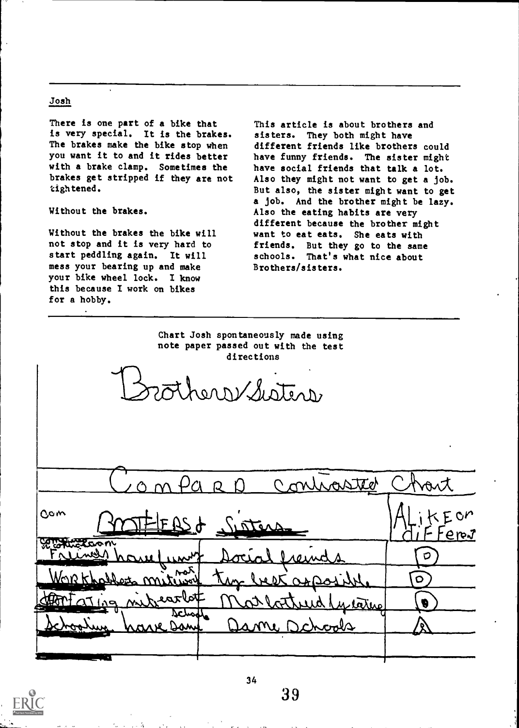## Josh

There is one part of a bike that is very special. It is the brakes. The brakes make the bike stop when you want it to and it rides better with a brake clamp. Sometimes the brakes get stripped if they are not tightened.

Without the brakes.

Without the brakes the bike will not stop and it is very hard to start peddling again. It will mess your bearing up and make your bike wheel lock. I know this because I work on bikes for a hobby.

This article is about brothers and sisters. They both might have different friends like brothers could have funny friends. The sister might have social friends that talk a lot. Also they might not want to get a job. But also, the sister might want to get a job. And the brother might be lazy. Also the eating habits are very different because the brother might want to eat eats. She eats with friends. But they go to the same schools. That's what nice about Brothers/sisters.

Chart Josh spontaneously made using note paper passed out with the test directions

Brothers/Sisters

Compard contrasted Chart

| Com comparison | BROTHERS | Sisters | ALiKE or diFFerent |
|---|---|---|---|
| Friends | have funny | Social freinds | D |
| Work habbets | might not work | try best apposible | D |
| Eating | might eat lot | Mat lathed by eating | D |
| Schooling | have same schools | Same Schools | A |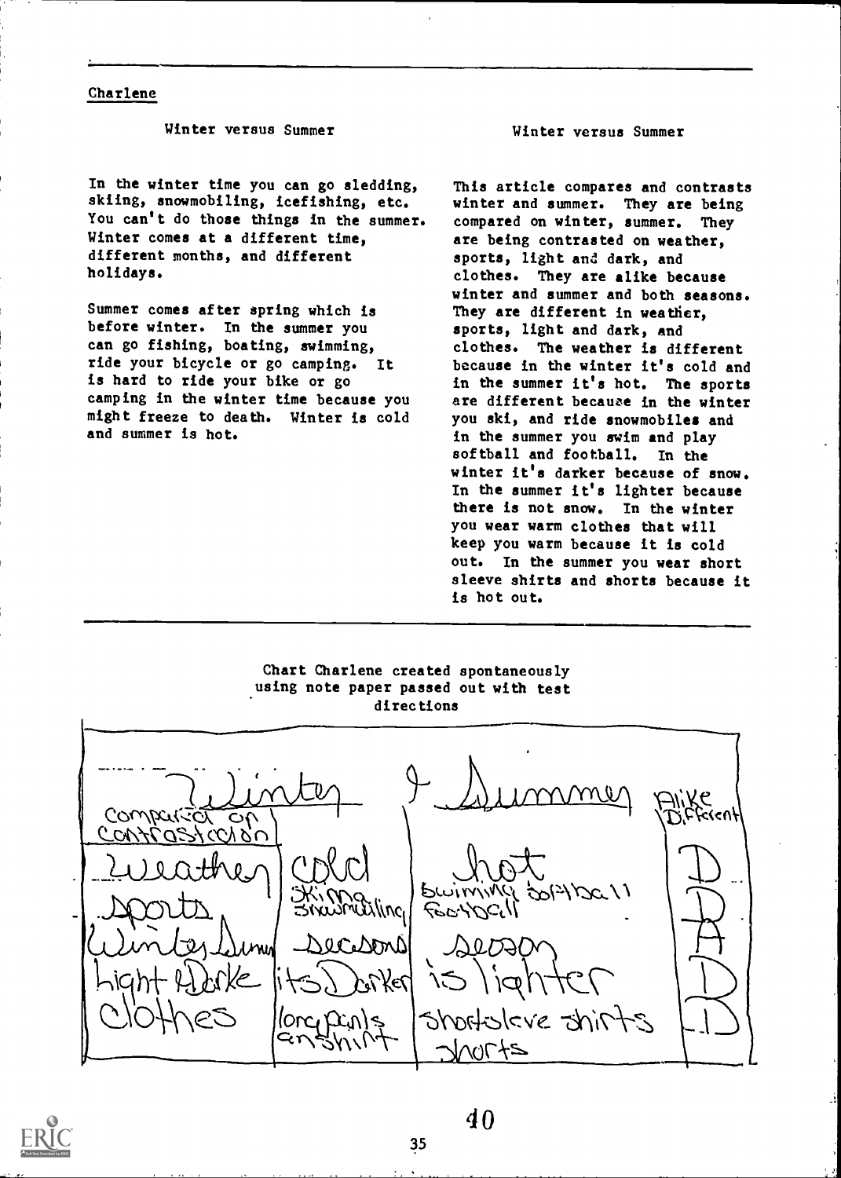Charlene

Winter versus Summer

In the winter time you can go sledding, skiing, snowmobiling, icefishing, etc. You can't do those things in the summer. Winter comes at a different time, different months, and different holidays.

Summer comes after spring which is before winter. In the summer you can go fishing, boating, swimming, ride your bicycle or go camping. It is hard to ride your bike or go camping in the winter time because you might freeze to death. Winter is cold and summer is hot.

Winter versus Summer

This article compares and contrasts winter and summer. They are being compared on winter, summer. They are being contrasted on weather, sports, light and dark, and clothes. They are alike because winter and summer and both seasons. They are different in weather, sports, light and dark, and clothes. The weather is different because in the winter it's cold and in the summer it's hot. The sports are different because in the winter you ski, and ride snowmobiles and in the summer you swim and play softball and football. In the winter it's darker because of snow. In the summer it's lighter because there is not snow. In the winter you wear warm clothes that will keep you warm because it is cold out. In the summer you wear short sleeve shirts and shorts because it is hot out.

Chart Charlene created spontaneously using note paper passed out with test directions

| Comparison Contrastcion | Winter | & Summer | Alike Different |
|---|---|---|---|
| Weather | cold | hot | D |
| Sports | Skiing snowmobiling | Swimming softball football | D |
| Winter Summer | seasons | season | A |
| Light & Darke | its Darker | is lighter | D |
| clothes | long pants an shirt | shortsleve shirts shorts | D |